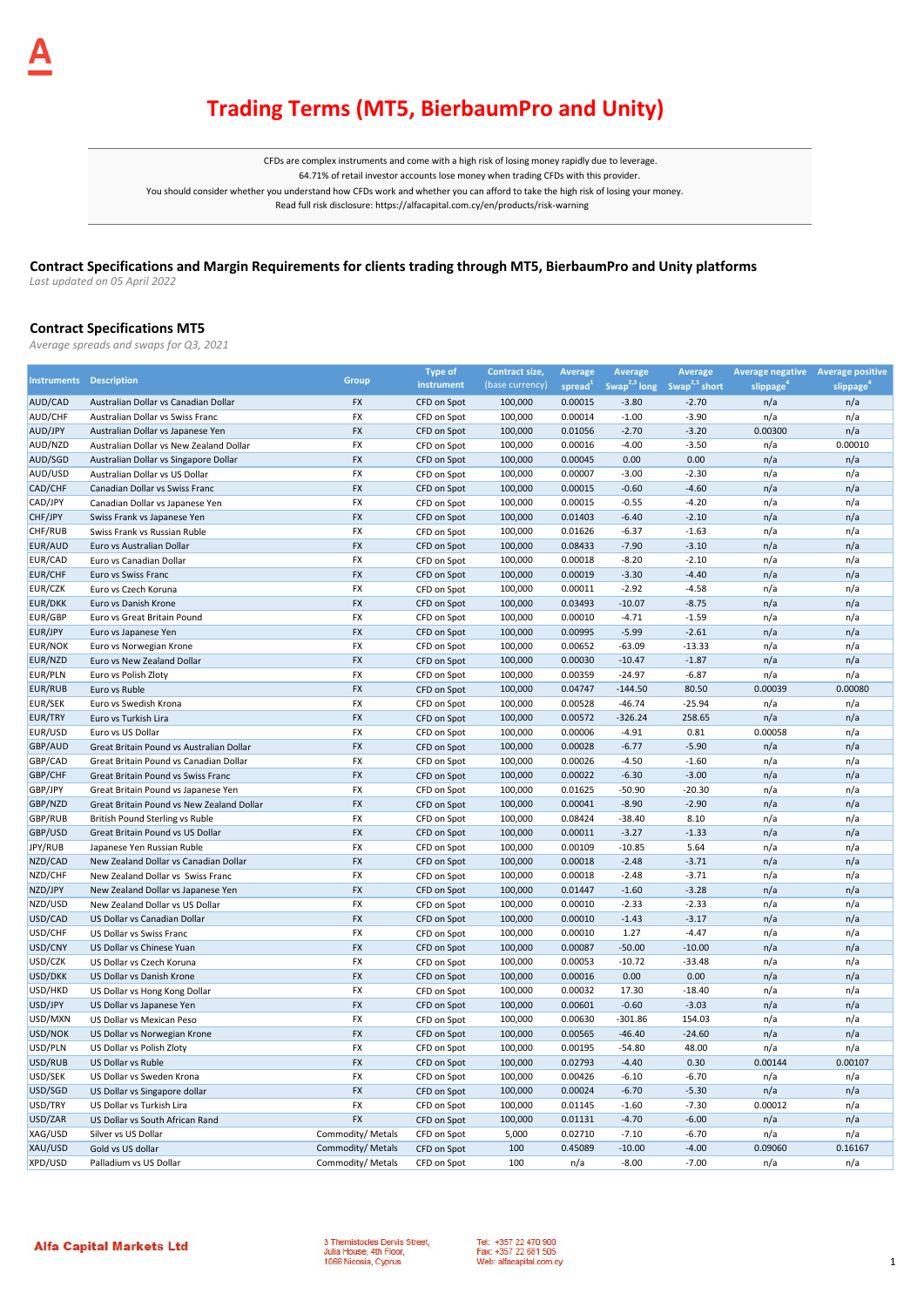# Trading Terms (MT5, BierbaumPro and Unity)

CFDs are complex instruments and come with a high risk of losing money rapidly due to leverage.
64.71% of retail investor accounts lose money when trading CFDs with this provider.
You should consider whether you understand how CFDs work and whether you can afford to take the high risk of losing your money.
Read full risk disclosure: https://alfacapital.com.cy/en/products/risk-warning

## Contract Specifications and Margin Requirements for clients trading through MT5, BierbaumPro and Unity platforms

*Last updated on 05 April 2022*

### Contract Specifications MT5

*Average spreads and swaps for Q3, 2021*

| Instruments | Description | Group | Type of instrument | Contract size, (base currency) | Average spread[1] | Average Swap[2,3] long | Average Swap[2,3] short | Average negative slippage[4] | Average positive slippage[4] |
|---|---|---|---|---|---|---|---|---|---|
| AUD/CAD | Australian Dollar vs Canadian Dollar | FX | CFD on Spot | 100,000 | 0.00015 | -3.80 | -2.70 | n/a | n/a |
| AUD/CHF | Australian Dollar vs Swiss Franc | FX | CFD on Spot | 100,000 | 0.00014 | -1.00 | -3.90 | n/a | n/a |
| AUD/JPY | Australian Dollar vs Japanese Yen | FX | CFD on Spot | 100,000 | 0.01056 | -2.70 | -3.20 | 0.00300 | n/a |
| AUD/NZD | Australian Dollar vs New Zealand Dollar | FX | CFD on Spot | 100,000 | 0.00016 | -4.00 | -3.50 | n/a | 0.00010 |
| AUD/SGD | Australian Dollar vs Singapore Dollar | FX | CFD on Spot | 100,000 | 0.00045 | 0.00 | 0.00 | n/a | n/a |
| AUD/USD | Australian Dollar vs US Dollar | FX | CFD on Spot | 100,000 | 0.00007 | -3.00 | -2.30 | n/a | n/a |
| CAD/CHF | Canadian Dollar vs Swiss Franc | FX | CFD on Spot | 100,000 | 0.00015 | -0.60 | -4.60 | n/a | n/a |
| CAD/JPY | Canadian Dollar vs Japanese Yen | FX | CFD on Spot | 100,000 | 0.00015 | -0.55 | -4.20 | n/a | n/a |
| CHF/JPY | Swiss Frank vs Japanese Yen | FX | CFD on Spot | 100,000 | 0.01403 | -6.40 | -2.10 | n/a | n/a |
| CHF/RUB | Swiss Frank vs Russian Ruble | FX | CFD on Spot | 100,000 | 0.01626 | -6.37 | -1.63 | n/a | n/a |
| EUR/AUD | Euro vs Australian Dollar | FX | CFD on Spot | 100,000 | 0.08433 | -7.90 | -3.10 | n/a | n/a |
| EUR/CAD | Euro vs Canadian Dollar | FX | CFD on Spot | 100,000 | 0.00018 | -8.20 | -2.10 | n/a | n/a |
| EUR/CHF | Euro vs Swiss Franc | FX | CFD on Spot | 100,000 | 0.00019 | -3.30 | -4.40 | n/a | n/a |
| EUR/CZK | Euro vs Czech Koruna | FX | CFD on Spot | 100,000 | 0.00011 | -2.92 | -4.58 | n/a | n/a |
| EUR/DKK | Euro vs Danish Krone | FX | CFD on Spot | 100,000 | 0.03493 | -10.07 | -8.75 | n/a | n/a |
| EUR/GBP | Euro vs Great Britain Pound | FX | CFD on Spot | 100,000 | 0.00010 | -4.71 | -1.59 | n/a | n/a |
| EUR/JPY | Euro vs Japanese Yen | FX | CFD on Spot | 100,000 | 0.00995 | -5.99 | -2.61 | n/a | n/a |
| EUR/NOK | Euro vs Norwegian Krone | FX | CFD on Spot | 100,000 | 0.00652 | -63.09 | -13.33 | n/a | n/a |
| EUR/NZD | Euro vs New Zealand Dollar | FX | CFD on Spot | 100,000 | 0.00030 | -10.47 | -1.87 | n/a | n/a |
| EUR/PLN | Euro vs Polish Zloty | FX | CFD on Spot | 100,000 | 0.00359 | -24.97 | -6.87 | n/a | n/a |
| EUR/RUB | Euro vs Ruble | FX | CFD on Spot | 100,000 | 0.04747 | -144.50 | 80.50 | 0.00039 | 0.00080 |
| EUR/SEK | Euro vs Swedish Krona | FX | CFD on Spot | 100,000 | 0.00528 | -46.74 | -25.94 | n/a | n/a |
| EUR/TRY | Euro vs Turkish Lira | FX | CFD on Spot | 100,000 | 0.00572 | -326.24 | 258.65 | n/a | n/a |
| EUR/USD | Euro vs US Dollar | FX | CFD on Spot | 100,000 | 0.00006 | -4.91 | 0.81 | 0.00058 | n/a |
| GBP/AUD | Great Britain Pound vs Australian Dollar | FX | CFD on Spot | 100,000 | 0.00028 | -6.77 | -5.90 | n/a | n/a |
| GBP/CAD | Great Britain Pound vs Canadian Dollar | FX | CFD on Spot | 100,000 | 0.00026 | -4.50 | -1.60 | n/a | n/a |
| GBP/CHF | Great Britain Pound vs Swiss Franc | FX | CFD on Spot | 100,000 | 0.00022 | -6.30 | -3.00 | n/a | n/a |
| GBP/JPY | Great Britain Pound vs Japanese Yen | FX | CFD on Spot | 100,000 | 0.01625 | -50.90 | -20.30 | n/a | n/a |
| GBP/NZD | Great Britain Pound vs New Zealand Dollar | FX | CFD on Spot | 100,000 | 0.00041 | -8.90 | -2.90 | n/a | n/a |
| GBP/RUB | British Pound Sterling vs Ruble | FX | CFD on Spot | 100,000 | 0.08424 | -38.40 | 8.10 | n/a | n/a |
| GBP/USD | Great Britain Pound vs US Dollar | FX | CFD on Spot | 100,000 | 0.00011 | -3.27 | -1.33 | n/a | n/a |
| JPY/RUB | Japanese Yen Russian Ruble | FX | CFD on Spot | 100,000 | 0.00109 | -10.85 | 5.64 | n/a | n/a |
| NZD/CAD | New Zealand Dollar vs Canadian Dollar | FX | CFD on Spot | 100,000 | 0.00018 | -2.48 | -3.71 | n/a | n/a |
| NZD/CHF | New Zealand Dollar vs Swiss Franc | FX | CFD on Spot | 100,000 | 0.00018 | -2.48 | -3.71 | n/a | n/a |
| NZD/JPY | New Zealand Dollar vs Japanese Yen | FX | CFD on Spot | 100,000 | 0.01447 | -1.60 | -3.28 | n/a | n/a |
| NZD/USD | New Zealand Dollar vs US Dollar | FX | CFD on Spot | 100,000 | 0.00010 | -2.33 | -2.33 | n/a | n/a |
| USD/CAD | US Dollar vs Canadian Dollar | FX | CFD on Spot | 100,000 | 0.00010 | -1.43 | -3.17 | n/a | n/a |
| USD/CHF | US Dollar vs Swiss Franc | FX | CFD on Spot | 100,000 | 0.00010 | 1.27 | -4.47 | n/a | n/a |
| USD/CNY | US Dollar vs Chinese Yuan | FX | CFD on Spot | 100,000 | 0.00087 | -50.00 | -10.00 | n/a | n/a |
| USD/CZK | US Dollar vs Czech Koruna | FX | CFD on Spot | 100,000 | 0.00053 | -10.72 | -33.48 | n/a | n/a |
| USD/DKK | US Dollar vs Danish Krone | FX | CFD on Spot | 100,000 | 0.00016 | 0.00 | 0.00 | n/a | n/a |
| USD/HKD | US Dollar vs Hong Kong Dollar | FX | CFD on Spot | 100,000 | 0.00032 | 17.30 | -18.40 | n/a | n/a |
| USD/JPY | US Dollar vs Japanese Yen | FX | CFD on Spot | 100,000 | 0.00601 | -0.60 | -3.03 | n/a | n/a |
| USD/MXN | US Dollar vs Mexican Peso | FX | CFD on Spot | 100,000 | 0.00630 | -301.86 | 154.03 | n/a | n/a |
| USD/NOK | US Dollar vs Norwegian Krone | FX | CFD on Spot | 100,000 | 0.00565 | -46.40 | -24.60 | n/a | n/a |
| USD/PLN | US Dollar vs Polish Zloty | FX | CFD on Spot | 100,000 | 0.00195 | -54.80 | 48.00 | n/a | n/a |
| USD/RUB | US Dollar vs Ruble | FX | CFD on Spot | 100,000 | 0.02793 | -4.40 | 0.30 | 0.00144 | 0.00107 |
| USD/SEK | US Dollar vs Sweden Krona | FX | CFD on Spot | 100,000 | 0.00426 | -6.10 | -6.70 | n/a | n/a |
| USD/SGD | US Dollar vs Singapore dollar | FX | CFD on Spot | 100,000 | 0.00024 | -6.70 | -5.30 | n/a | n/a |
| USD/TRY | US Dollar vs Turkish Lira | FX | CFD on Spot | 100,000 | 0.01145 | -1.60 | -7.30 | 0.00012 | n/a |
| USD/ZAR | US Dollar vs South African Rand | FX | CFD on Spot | 100,000 | 0.01131 | -4.70 | -6.00 | n/a | n/a |
| XAG/USD | Silver vs US Dollar | Commodity/ Metals | CFD on Spot | 5,000 | 0.02710 | -7.10 | -6.70 | n/a | n/a |
| XAU/USD | Gold vs US dollar | Commodity/ Metals | CFD on Spot | 100 | 0.45089 | -10.00 | -4.00 | 0.09060 | 0.16167 |
| XPD/USD | Palladium vs US Dollar | Commodity/ Metals | CFD on Spot | 100 | n/a | -8.00 | -7.00 | n/a | n/a |

**Alfa Capital Markets Ltd**

3 Themistocles Dervis Street,
Julia House, 4th Floor,
1066 Nicosia, Cyprus

Tel: +357 22 470 900
Fax: +357 22 681 505
Web: alfacapital.com.cy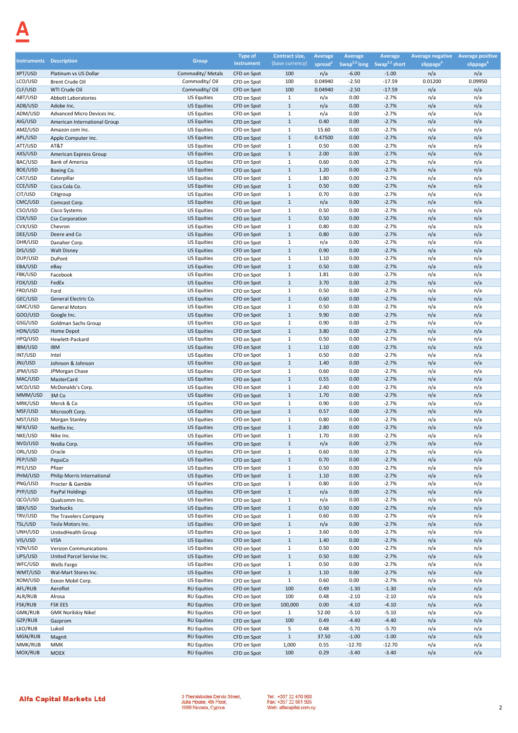| Instruments | Description | Group | Type of instrument | Contract size, (base currency) | Average spread[1] | Average Swap[2,3] long | Average Swap[2,3] short | Average negative slippage[4] | Average positive slippage[4] |
|---|---|---|---|---|---|---|---|---|---|
| XPT/USD | Platinum vs US Dollar | Commodity/ Metals | CFD on Spot | 100 | n/a | -6.00 | -1.00 | n/a | n/a |
| LCO/USD | Brent Crude Oil | Commodity/ Oil | CFD on Spot | 100 | 0.04940 | -2.50 | -17.59 | 0.01200 | 0.09950 |
| CLF/USD | WTI Crude Oil | Commodity/ Oil | CFD on Spot | 100 | 0.04940 | -2.50 | -17.59 | n/a | n/a |
| ABT/USD | Abbott Laboratories | US Equities | CFD on Spot | 1 | n/a | 0.00 | -2.7% | n/a | n/a |
| ADB/USD | Adobe Inc. | US Equities | CFD on Spot | 1 | n/a | 0.00 | -2.7% | n/a | n/a |
| ADM/USD | Advanced Micro Devices Inc. | US Equities | CFD on Spot | 1 | n/a | 0.00 | -2.7% | n/a | n/a |
| AIG/USD | American International Group | US Equities | CFD on Spot | 1 | 0.40 | 0.00 | -2.7% | n/a | n/a |
| AMZ/USD | Amazon com Inc. | US Equities | CFD on Spot | 1 | 15.60 | 0.00 | -2.7% | n/a | n/a |
| APL/USD | Apple Computer Inc. | US Equities | CFD on Spot | 1 | 0.47500 | 0.00 | -2.7% | n/a | n/a |
| ATT/USD | AT&T | US Equities | CFD on Spot | 1 | 0.50 | 0.00 | -2.7% | n/a | n/a |
| AXS/USD | American Express Group | US Equities | CFD on Spot | 1 | 2.00 | 0.00 | -2.7% | n/a | n/a |
| BAC/USD | Bank of America | US Equities | CFD on Spot | 1 | 0.60 | 0.00 | -2.7% | n/a | n/a |
| BOE/USD | Boeing Co. | US Equities | CFD on Spot | 1 | 1.20 | 0.00 | -2.7% | n/a | n/a |
| CAT/USD | Caterpillar | US Equities | CFD on Spot | 1 | 1.80 | 0.00 | -2.7% | n/a | n/a |
| CCE/USD | Coca Cola Co. | US Equities | CFD on Spot | 1 | 0.50 | 0.00 | -2.7% | n/a | n/a |
| CIT/USD | Citigroup | US Equities | CFD on Spot | 1 | 0.70 | 0.00 | -2.7% | n/a | n/a |
| CMC/USD | Comcast Corp. | US Equities | CFD on Spot | 1 | n/a | 0.00 | -2.7% | n/a | n/a |
| CSO/USD | Cisco Systems | US Equities | CFD on Spot | 1 | 0.50 | 0.00 | -2.7% | n/a | n/a |
| CSX/USD | Csx Corporation | US Equities | CFD on Spot | 1 | 0.50 | 0.00 | -2.7% | n/a | n/a |
| CVX/USD | Chevron | US Equities | CFD on Spot | 1 | 0.80 | 0.00 | -2.7% | n/a | n/a |
| DEE/USD | Deere and Co | US Equities | CFD on Spot | 1 | 0.80 | 0.00 | -2.7% | n/a | n/a |
| DHR/USD | Danaher Corp. | US Equities | CFD on Spot | 1 | n/a | 0.00 | -2.7% | n/a | n/a |
| DIS/USD | Walt Disney | US Equities | CFD on Spot | 1 | 0.90 | 0.00 | -2.7% | n/a | n/a |
| DUP/USD | DuPont | US Equities | CFD on Spot | 1 | 1.10 | 0.00 | -2.7% | n/a | n/a |
| EBA/USD | eBay | US Equities | CFD on Spot | 1 | 0.50 | 0.00 | -2.7% | n/a | n/a |
| FBK/USD | Facebook | US Equities | CFD on Spot | 1 | 1.81 | 0.00 | -2.7% | n/a | n/a |
| FDX/USD | FedEx | US Equities | CFD on Spot | 1 | 3.70 | 0.00 | -2.7% | n/a | n/a |
| FRD/USD | Ford | US Equities | CFD on Spot | 1 | 0.50 | 0.00 | -2.7% | n/a | n/a |
| GEC/USD | General Electric Co. | US Equities | CFD on Spot | 1 | 0.60 | 0.00 | -2.7% | n/a | n/a |
| GMC/USD | General Motors | US Equities | CFD on Spot | 1 | 0.50 | 0.00 | -2.7% | n/a | n/a |
| GOO/USD | Google Inc. | US Equities | CFD on Spot | 1 | 9.90 | 0.00 | -2.7% | n/a | n/a |
| GSG/USD | Goldman Sachs Group | US Equities | CFD on Spot | 1 | 0.90 | 0.00 | -2.7% | n/a | n/a |
| HDN/USD | Home Depot | US Equities | CFD on Spot | 1 | 3.80 | 0.00 | -2.7% | n/a | n/a |
| HPQ/USD | Hewlett-Packard | US Equities | CFD on Spot | 1 | 0.50 | 0.00 | -2.7% | n/a | n/a |
| IBM/USD | IBM | US Equities | CFD on Spot | 1 | 1.10 | 0.00 | -2.7% | n/a | n/a |
| INT/USD | Intel | US Equities | CFD on Spot | 1 | 0.50 | 0.00 | -2.7% | n/a | n/a |
| JNJ/USD | Johnson & Johnson | US Equities | CFD on Spot | 1 | 1.40 | 0.00 | -2.7% | n/a | n/a |
| JPM/USD | JPMorgan Chase | US Equities | CFD on Spot | 1 | 0.60 | 0.00 | -2.7% | n/a | n/a |
| MAC/USD | MasterCard | US Equities | CFD on Spot | 1 | 0.55 | 0.00 | -2.7% | n/a | n/a |
| MCD/USD | McDonalds's Corp. | US Equities | CFD on Spot | 1 | 2.40 | 0.00 | -2.7% | n/a | n/a |
| MMM/USD | 3M Co | US Equities | CFD on Spot | 1 | 1.70 | 0.00 | -2.7% | n/a | n/a |
| MRK/USD | Merck & Co | US Equities | CFD on Spot | 1 | 0.90 | 0.00 | -2.7% | n/a | n/a |
| MSF/USD | Microsoft Corp. | US Equities | CFD on Spot | 1 | 0.57 | 0.00 | -2.7% | n/a | n/a |
| MST/USD | Morgan Stanley | US Equities | CFD on Spot | 1 | 0.80 | 0.00 | -2.7% | n/a | n/a |
| NFX/USD | Netflix Inc. | US Equities | CFD on Spot | 1 | 2.80 | 0.00 | -2.7% | n/a | n/a |
| NKE/USD | Nike Inc. | US Equities | CFD on Spot | 1 | 1.70 | 0.00 | -2.7% | n/a | n/a |
| NVD/USD | Nvidia Corp. | US Equities | CFD on Spot | 1 | n/a | 0.00 | -2.7% | n/a | n/a |
| ORL/USD | Oracle | US Equities | CFD on Spot | 1 | 0.60 | 0.00 | -2.7% | n/a | n/a |
| PEP/USD | PepsiCo | US Equities | CFD on Spot | 1 | 0.70 | 0.00 | -2.7% | n/a | n/a |
| PFE/USD | Pfizer | US Equities | CFD on Spot | 1 | 0.50 | 0.00 | -2.7% | n/a | n/a |
| PHM/USD | Philip Morris International | US Equities | CFD on Spot | 1 | 1.10 | 0.00 | -2.7% | n/a | n/a |
| PNG/USD | Procter & Gamble | US Equities | CFD on Spot | 1 | 0.80 | 0.00 | -2.7% | n/a | n/a |
| PYP/USD | PayPal Holdings | US Equities | CFD on Spot | 1 | n/a | 0.00 | -2.7% | n/a | n/a |
| QCO/USD | Qualcomm Inc. | US Equities | CFD on Spot | 1 | n/a | 0.00 | -2.7% | n/a | n/a |
| SBX/USD | Starbucks | US Equities | CFD on Spot | 1 | 0.50 | 0.00 | -2.7% | n/a | n/a |
| TRV/USD | The Travelers Company | US Equities | CFD on Spot | 1 | 0.60 | 0.00 | -2.7% | n/a | n/a |
| TSL/USD | Tesla Motors Inc. | US Equities | CFD on Spot | 1 | n/a | 0.00 | -2.7% | n/a | n/a |
| UNH/USD | UnitedHealth Group | US Equities | CFD on Spot | 1 | 3.60 | 0.00 | -2.7% | n/a | n/a |
| VIS/USD | VISA | US Equities | CFD on Spot | 1 | 1.40 | 0.00 | -2.7% | n/a | n/a |
| VZN/USD | Verizon Communications | US Equities | CFD on Spot | 1 | 0.50 | 0.00 | -2.7% | n/a | n/a |
| UPS/USD | United Parcel Servise Inc. | US Equities | CFD on Spot | 1 | 0.50 | 0.00 | -2.7% | n/a | n/a |
| WFC/USD | Wells Fargo | US Equities | CFD on Spot | 1 | 0.50 | 0.00 | -2.7% | n/a | n/a |
| WMT/USD | Wal-Mart Stores Inc. | US Equities | CFD on Spot | 1 | 1.10 | 0.00 | -2.7% | n/a | n/a |
| XOM/USD | Exxon Mobil Corp. | US Equities | CFD on Spot | 1 | 0.60 | 0.00 | -2.7% | n/a | n/a |
| AFL/RUB | Aeroflot | RU Equities | CFD on Spot | 100 | 0.49 | -1.30 | -1.30 | n/a | n/a |
| ALR/RUB | Alrosa | RU Equities | CFD on Spot | 100 | 0.48 | -2.10 | -2.10 | n/a | n/a |
| FSK/RUB | FSK EES | RU Equities | CFD on Spot | 100,000 | 0.00 | -4.10 | -4.10 | n/a | n/a |
| GMK/RUB | GMK Norilskiy Nikel | RU Equities | CFD on Spot | 1 | 52.00 | -5.10 | -5.10 | n/a | n/a |
| GZP/RUB | Gazprom | RU Equities | CFD on Spot | 100 | 0.49 | -4.40 | -4.40 | n/a | n/a |
| LKO/RUB | Lukoil | RU Equities | CFD on Spot | 5 | 0.48 | -5.70 | -5.70 | n/a | n/a |
| MGN/RUB | Magnit | RU Equities | CFD on Spot | 1 | 37.50 | -1.00 | -1.00 | n/a | n/a |
| MMK/RUB | MMK | RU Equities | CFD on Spot | 1,000 | 0.55 | -12.70 | -12.70 | n/a | n/a |
| MOX/RUB | MOEX | RU Equities | CFD on Spot | 100 | 0.29 | -3.40 | -3.40 | n/a | n/a |

**Alfa Capital Markets Ltd**

3 Themistocles Dervis Street,
Julia House, 4th Floor,
1066 Nicosia, Cyprus

Tel: +357 22 470 900
Fax: +357 22 681 505
Web: alfacapital.com.cy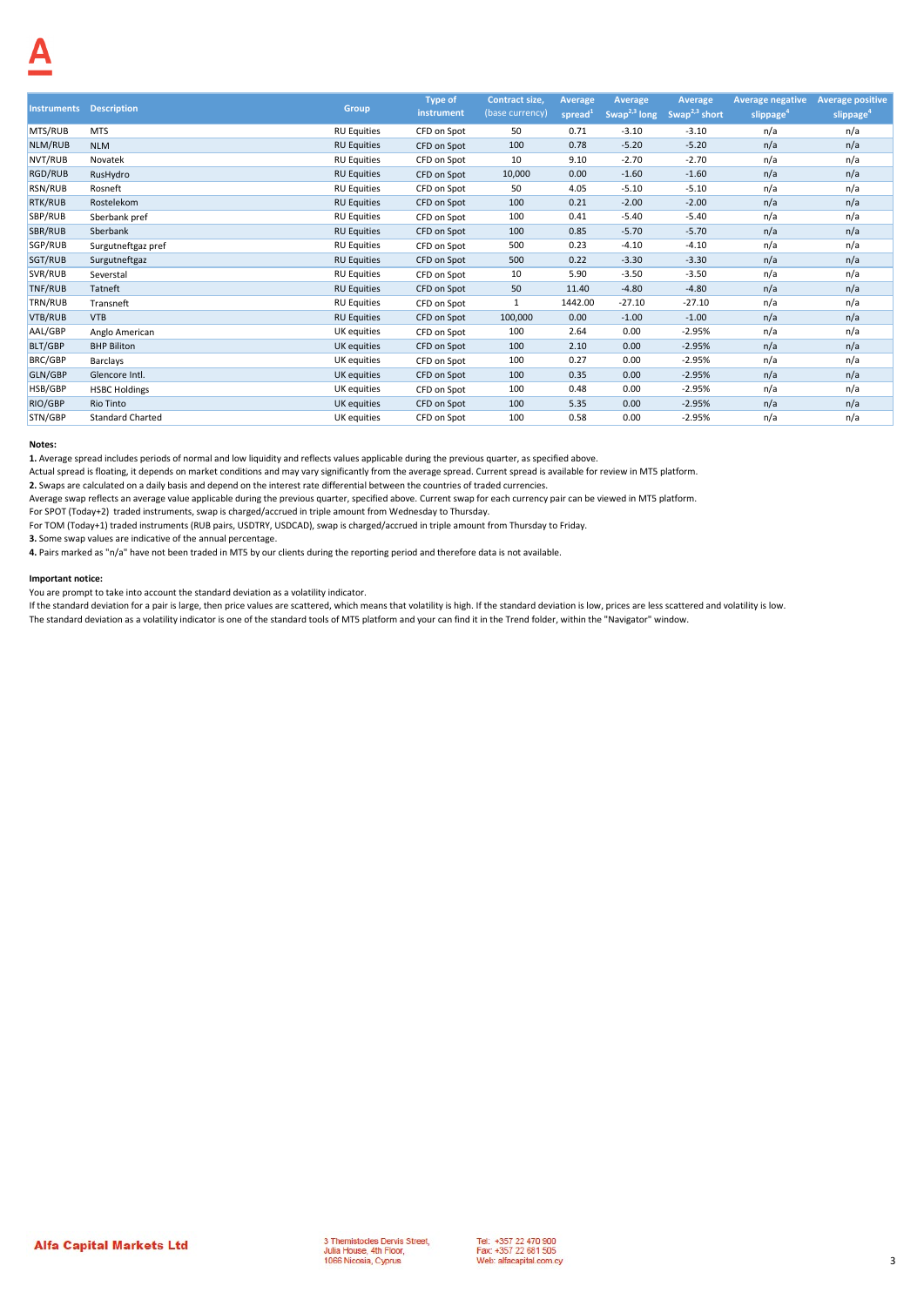| Instruments | Description | Group | Type of instrument | Contract size, (base currency) | Average spread[1] | Average Swap[2,3] long | Average Swap[2,3] short | Average negative slippage[4] | Average positive slippage[4] |
|---|---|---|---|---|---|---|---|---|---|
| MTS/RUB | MTS | RU Equities | CFD on Spot | 50 | 0.71 | -3.10 | -3.10 | n/a | n/a |
| NLM/RUB | NLM | RU Equities | CFD on Spot | 100 | 0.78 | -5.20 | -5.20 | n/a | n/a |
| NVT/RUB | Novatek | RU Equities | CFD on Spot | 10 | 9.10 | -2.70 | -2.70 | n/a | n/a |
| RGD/RUB | RusHydro | RU Equities | CFD on Spot | 10,000 | 0.00 | -1.60 | -1.60 | n/a | n/a |
| RSN/RUB | Rosneft | RU Equities | CFD on Spot | 50 | 4.05 | -5.10 | -5.10 | n/a | n/a |
| RTK/RUB | Rostelekom | RU Equities | CFD on Spot | 100 | 0.21 | -2.00 | -2.00 | n/a | n/a |
| SBP/RUB | Sberbank pref | RU Equities | CFD on Spot | 100 | 0.41 | -5.40 | -5.40 | n/a | n/a |
| SBR/RUB | Sberbank | RU Equities | CFD on Spot | 100 | 0.85 | -5.70 | -5.70 | n/a | n/a |
| SGP/RUB | Surgutneftgaz pref | RU Equities | CFD on Spot | 500 | 0.23 | -4.10 | -4.10 | n/a | n/a |
| SGT/RUB | Surgutneftgaz | RU Equities | CFD on Spot | 500 | 0.22 | -3.30 | -3.30 | n/a | n/a |
| SVR/RUB | Severstal | RU Equities | CFD on Spot | 10 | 5.90 | -3.50 | -3.50 | n/a | n/a |
| TNF/RUB | Tatneft | RU Equities | CFD on Spot | 50 | 11.40 | -4.80 | -4.80 | n/a | n/a |
| TRN/RUB | Transneft | RU Equities | CFD on Spot | 1 | 1442.00 | -27.10 | -27.10 | n/a | n/a |
| VTB/RUB | VTB | RU Equities | CFD on Spot | 100,000 | 0.00 | -1.00 | -1.00 | n/a | n/a |
| AAL/GBP | Anglo American | UK equities | CFD on Spot | 100 | 2.64 | 0.00 | -2.95% | n/a | n/a |
| BLT/GBP | BHP Biliton | UK equities | CFD on Spot | 100 | 2.10 | 0.00 | -2.95% | n/a | n/a |
| BRC/GBP | Barclays | UK equities | CFD on Spot | 100 | 0.27 | 0.00 | -2.95% | n/a | n/a |
| GLN/GBP | Glencore Intl. | UK equities | CFD on Spot | 100 | 0.35 | 0.00 | -2.95% | n/a | n/a |
| HSB/GBP | HSBC Holdings | UK equities | CFD on Spot | 100 | 0.48 | 0.00 | -2.95% | n/a | n/a |
| RIO/GBP | Rio Tinto | UK equities | CFD on Spot | 100 | 5.35 | 0.00 | -2.95% | n/a | n/a |
| STN/GBP | Standard Charted | UK equities | CFD on Spot | 100 | 0.58 | 0.00 | -2.95% | n/a | n/a |

**Notes:**

**1.** Average spread includes periods of normal and low liquidity and reflects values applicable during the previous quarter, as specified above.

Actual spread is floating, it depends on market conditions and may vary significantly from the average spread. Current spread is available for review in MT5 platform.

**2.** Swaps are calculated on a daily basis and depend on the interest rate differential between the countries of traded currencies.

Average swap reflects an average value applicable during the previous quarter, specified above. Current swap for each currency pair can be viewed in MT5 platform.

For SPOT (Today+2) traded instruments, swap is charged/accrued in triple amount from Wednesday to Thursday.

For TOM (Today+1) traded instruments (RUB pairs, USDTRY, USDCAD), swap is charged/accrued in triple amount from Thursday to Friday.

**3.** Some swap values are indicative of the annual percentage.

**4.** Pairs marked as "n/a" have not been traded in MT5 by our clients during the reporting period and therefore data is not available.

**Important notice:**

You are prompt to take into account the standard deviation as a volatility indicator.

If the standard deviation for a pair is large, then price values are scattered, which means that volatility is high. If the standard deviation is low, prices are less scattered and volatility is low.

The standard deviation as a volatility indicator is one of the standard tools of MT5 platform and your can find it in the Trend folder, within the "Navigator" window.

**Alfa Capital Markets Ltd**

3 Themistocles Dervis Street,
Julia House, 4th Floor,
1066 Nicosia, Cyprus

Tel: +357 22 470 900
Fax: +357 22 681 505
Web: alfacapital.com.cy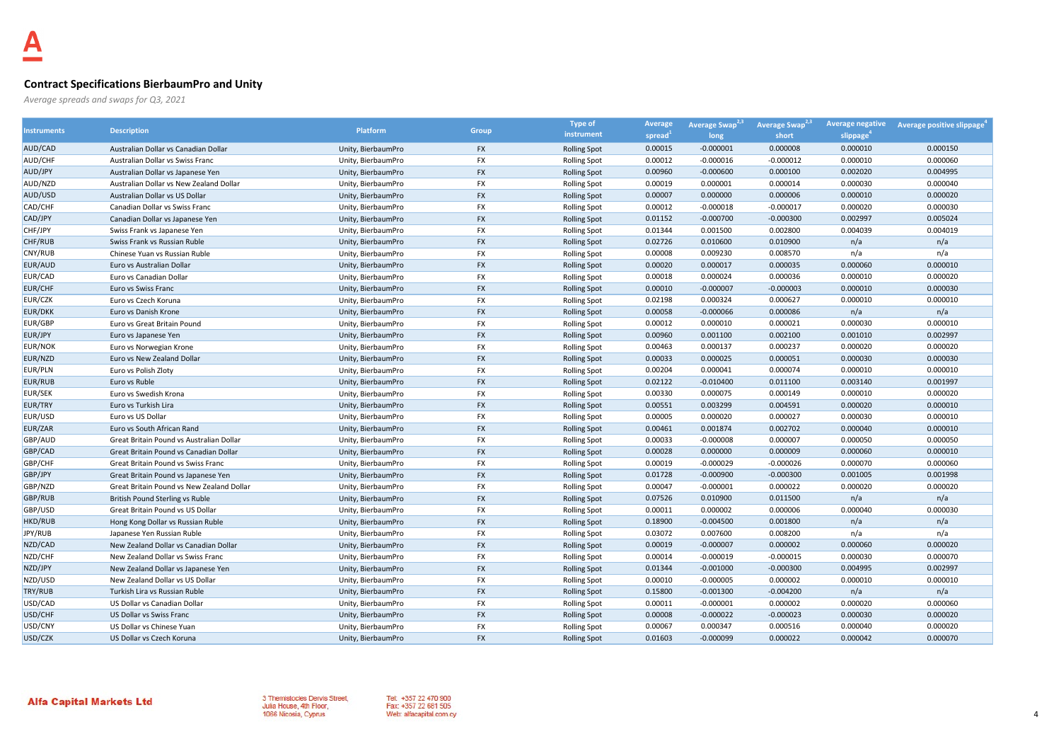A

### Contract Specifications BierbaumPro and Unity

*Average spreads and swaps for Q3, 2021*

| Instruments | Description | Platform | Group | Type of instrument | Average spread[1] | Average Swap[2,3] long | Average Swap[2,3] short | Average negative slippage[4] | Average positive slippage[4] |
|---|---|---|---|---|---|---|---|---|---|
| AUD/CAD | Australian Dollar vs Canadian Dollar | Unity, BierbaumPro | FX | Rolling Spot | 0.00015 | -0.000001 | 0.000008 | 0.000010 | 0.000150 |
| AUD/CHF | Australian Dollar vs Swiss Franc | Unity, BierbaumPro | FX | Rolling Spot | 0.00012 | -0.000016 | -0.000012 | 0.000010 | 0.000060 |
| AUD/JPY | Australian Dollar vs Japanese Yen | Unity, BierbaumPro | FX | Rolling Spot | 0.00960 | -0.000600 | 0.000100 | 0.002020 | 0.004995 |
| AUD/NZD | Australian Dollar vs New Zealand Dollar | Unity, BierbaumPro | FX | Rolling Spot | 0.00019 | 0.000001 | 0.000014 | 0.000030 | 0.000040 |
| AUD/USD | Australian Dollar vs US Dollar | Unity, BierbaumPro | FX | Rolling Spot | 0.00007 | 0.000000 | 0.000006 | 0.000010 | 0.000020 |
| CAD/CHF | Canadian Dollar vs Swiss Franc | Unity, BierbaumPro | FX | Rolling Spot | 0.00012 | -0.000018 | -0.000017 | 0.000020 | 0.000030 |
| CAD/JPY | Canadian Dollar vs Japanese Yen | Unity, BierbaumPro | FX | Rolling Spot | 0.01152 | -0.000700 | -0.000300 | 0.002997 | 0.005024 |
| CHF/JPY | Swiss Frank vs Japanese Yen | Unity, BierbaumPro | FX | Rolling Spot | 0.01344 | 0.001500 | 0.002800 | 0.004039 | 0.004019 |
| CHF/RUB | Swiss Frank vs Russian Ruble | Unity, BierbaumPro | FX | Rolling Spot | 0.02726 | 0.010600 | 0.010900 | n/a | n/a |
| CNY/RUB | Chinese Yuan vs Russian Ruble | Unity, BierbaumPro | FX | Rolling Spot | 0.00008 | 0.009230 | 0.008570 | n/a | n/a |
| EUR/AUD | Euro vs Australian Dollar | Unity, BierbaumPro | FX | Rolling Spot | 0.00020 | 0.000017 | 0.000035 | 0.000060 | 0.000010 |
| EUR/CAD | Euro vs Canadian Dollar | Unity, BierbaumPro | FX | Rolling Spot | 0.00018 | 0.000024 | 0.000036 | 0.000010 | 0.000020 |
| EUR/CHF | Euro vs Swiss Franc | Unity, BierbaumPro | FX | Rolling Spot | 0.00010 | -0.000007 | -0.000003 | 0.000010 | 0.000030 |
| EUR/CZK | Euro vs Czech Koruna | Unity, BierbaumPro | FX | Rolling Spot | 0.02198 | 0.000324 | 0.000627 | 0.000010 | 0.000010 |
| EUR/DKK | Euro vs Danish Krone | Unity, BierbaumPro | FX | Rolling Spot | 0.00058 | -0.000066 | 0.000086 | n/a | n/a |
| EUR/GBP | Euro vs Great Britain Pound | Unity, BierbaumPro | FX | Rolling Spot | 0.00012 | 0.000010 | 0.000021 | 0.000030 | 0.000010 |
| EUR/JPY | Euro vs Japanese Yen | Unity, BierbaumPro | FX | Rolling Spot | 0.00960 | 0.001100 | 0.002100 | 0.001010 | 0.002997 |
| EUR/NOK | Euro vs Norwegian Krone | Unity, BierbaumPro | FX | Rolling Spot | 0.00463 | 0.000137 | 0.000237 | 0.000020 | 0.000020 |
| EUR/NZD | Euro vs New Zealand Dollar | Unity, BierbaumPro | FX | Rolling Spot | 0.00033 | 0.000025 | 0.000051 | 0.000030 | 0.000030 |
| EUR/PLN | Euro vs Polish Zloty | Unity, BierbaumPro | FX | Rolling Spot | 0.00204 | 0.000041 | 0.000074 | 0.000010 | 0.000010 |
| EUR/RUB | Euro vs Ruble | Unity, BierbaumPro | FX | Rolling Spot | 0.02122 | -0.010400 | 0.011100 | 0.003140 | 0.001997 |
| EUR/SEK | Euro vs Swedish Krona | Unity, BierbaumPro | FX | Rolling Spot | 0.00330 | 0.000075 | 0.000149 | 0.000010 | 0.000020 |
| EUR/TRY | Euro vs Turkish Lira | Unity, BierbaumPro | FX | Rolling Spot | 0.00551 | 0.003299 | 0.004591 | 0.000020 | 0.000010 |
| EUR/USD | Euro vs US Dollar | Unity, BierbaumPro | FX | Rolling Spot | 0.00005 | 0.000020 | 0.000027 | 0.000030 | 0.000010 |
| EUR/ZAR | Euro vs South African Rand | Unity, BierbaumPro | FX | Rolling Spot | 0.00461 | 0.001874 | 0.002702 | 0.000040 | 0.000010 |
| GBP/AUD | Great Britain Pound vs Australian Dollar | Unity, BierbaumPro | FX | Rolling Spot | 0.00033 | -0.000008 | 0.000007 | 0.000050 | 0.000050 |
| GBP/CAD | Great Britain Pound vs Canadian Dollar | Unity, BierbaumPro | FX | Rolling Spot | 0.00028 | 0.000000 | 0.000009 | 0.000060 | 0.000010 |
| GBP/CHF | Great Britain Pound vs Swiss Franc | Unity, BierbaumPro | FX | Rolling Spot | 0.00019 | -0.000029 | -0.000026 | 0.000070 | 0.000060 |
| GBP/JPY | Great Britain Pound vs Japanese Yen | Unity, BierbaumPro | FX | Rolling Spot | 0.01728 | -0.000900 | -0.000300 | 0.001005 | 0.001998 |
| GBP/NZD | Great Britain Pound vs New Zealand Dollar | Unity, BierbaumPro | FX | Rolling Spot | 0.00047 | -0.000001 | 0.000022 | 0.000020 | 0.000020 |
| GBP/RUB | British Pound Sterling vs Ruble | Unity, BierbaumPro | FX | Rolling Spot | 0.07526 | 0.010900 | 0.011500 | n/a | n/a |
| GBP/USD | Great Britain Pound vs US Dollar | Unity, BierbaumPro | FX | Rolling Spot | 0.00011 | 0.000002 | 0.000006 | 0.000040 | 0.000030 |
| HKD/RUB | Hong Kong Dollar vs Russian Ruble | Unity, BierbaumPro | FX | Rolling Spot | 0.18900 | -0.004500 | 0.001800 | n/a | n/a |
| JPY/RUB | Japanese Yen Russian Ruble | Unity, BierbaumPro | FX | Rolling Spot | 0.03072 | 0.007600 | 0.008200 | n/a | n/a |
| NZD/CAD | New Zealand Dollar vs Canadian Dollar | Unity, BierbaumPro | FX | Rolling Spot | 0.00019 | -0.000007 | 0.000002 | 0.000060 | 0.000020 |
| NZD/CHF | New Zealand Dollar vs Swiss Franc | Unity, BierbaumPro | FX | Rolling Spot | 0.00014 | -0.000019 | -0.000015 | 0.000030 | 0.000070 |
| NZD/JPY | New Zealand Dollar vs Japanese Yen | Unity, BierbaumPro | FX | Rolling Spot | 0.01344 | -0.001000 | -0.000300 | 0.004995 | 0.002997 |
| NZD/USD | New Zealand Dollar vs US Dollar | Unity, BierbaumPro | FX | Rolling Spot | 0.00010 | -0.000005 | 0.000002 | 0.000010 | 0.000010 |
| TRY/RUB | Turkish Lira vs Russian Ruble | Unity, BierbaumPro | FX | Rolling Spot | 0.15800 | -0.001300 | -0.004200 | n/a | n/a |
| USD/CAD | US Dollar vs Canadian Dollar | Unity, BierbaumPro | FX | Rolling Spot | 0.00011 | -0.000001 | 0.000002 | 0.000020 | 0.000060 |
| USD/CHF | US Dollar vs Swiss Franc | Unity, BierbaumPro | FX | Rolling Spot | 0.00008 | -0.000022 | -0.000023 | 0.000030 | 0.000020 |
| USD/CNY | US Dollar vs Chinese Yuan | Unity, BierbaumPro | FX | Rolling Spot | 0.00067 | 0.000347 | 0.000516 | 0.000040 | 0.000020 |
| USD/CZK | US Dollar vs Czech Koruna | Unity, BierbaumPro | FX | Rolling Spot | 0.01603 | -0.000099 | 0.000022 | 0.000042 | 0.000070 |

**Alfa Capital Markets Ltd**

3 Themistocles Dervis Street, Julia House, 4th Floor, 1066 Nicosia, Cyprus

Tel: +357 22 470 900
Fax: +357 22 681 505
Web: alfacapital.com.cy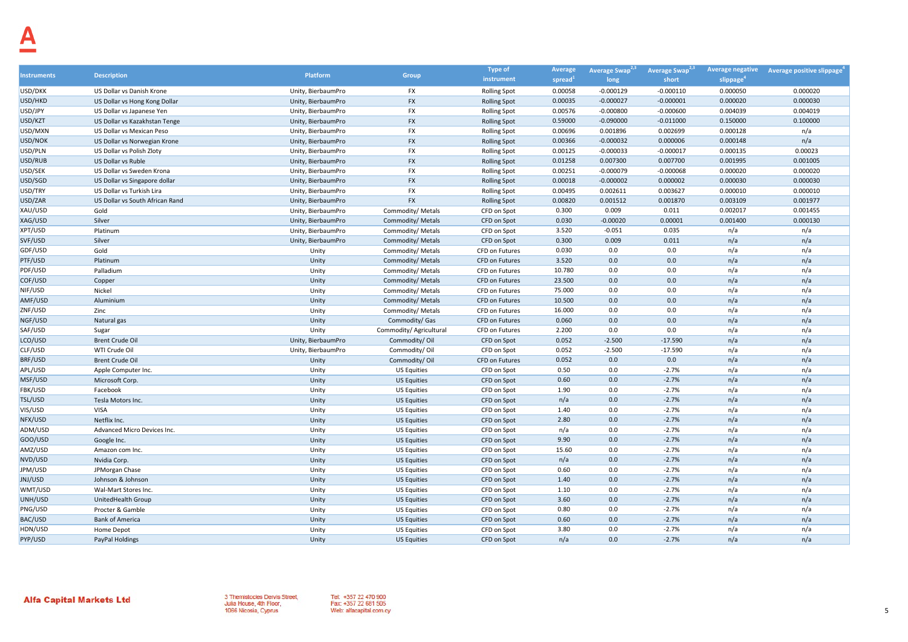| Instruments | Description | Platform | Group | Type of instrument | Average spread[1] | Average Swap[2,3] long | Average Swap[2,3] short | Average negative slippage[4] | Average positive slippage[4] |
|---|---|---|---|---|---|---|---|---|---|
| USD/DKK | US Dollar vs Danish Krone | Unity, BierbaumPro | FX | Rolling Spot | 0.00058 | -0.000129 | -0.000110 | 0.000050 | 0.000020 |
| USD/HKD | US Dollar vs Hong Kong Dollar | Unity, BierbaumPro | FX | Rolling Spot | 0.00035 | -0.000027 | -0.000001 | 0.000020 | 0.000030 |
| USD/JPY | US Dollar vs Japanese Yen | Unity, BierbaumPro | FX | Rolling Spot | 0.00576 | -0.000800 | -0.000600 | 0.004039 | 0.004019 |
| USD/KZT | US Dollar vs Kazakhstan Tenge | Unity, BierbaumPro | FX | Rolling Spot | 0.59000 | -0.090000 | -0.011000 | 0.150000 | 0.100000 |
| USD/MXN | US Dollar vs Mexican Peso | Unity, BierbaumPro | FX | Rolling Spot | 0.00696 | 0.001896 | 0.002699 | 0.000128 | n/a |
| USD/NOK | US Dollar vs Norwegian Krone | Unity, BierbaumPro | FX | Rolling Spot | 0.00366 | -0.000032 | 0.000006 | 0.000148 | n/a |
| USD/PLN | US Dollar vs Polish Zloty | Unity, BierbaumPro | FX | Rolling Spot | 0.00125 | -0.000033 | -0.000017 | 0.000135 | 0.00023 |
| USD/RUB | US Dollar vs Ruble | Unity, BierbaumPro | FX | Rolling Spot | 0.01258 | 0.007300 | 0.007700 | 0.001995 | 0.001005 |
| USD/SEK | US Dollar vs Sweden Krona | Unity, BierbaumPro | FX | Rolling Spot | 0.00251 | -0.000079 | -0.000068 | 0.000020 | 0.000020 |
| USD/SGD | US Dollar vs Singapore dollar | Unity, BierbaumPro | FX | Rolling Spot | 0.00018 | -0.000002 | 0.000002 | 0.000030 | 0.000030 |
| USD/TRY | US Dollar vs Turkish Lira | Unity, BierbaumPro | FX | Rolling Spot | 0.00495 | 0.002611 | 0.003627 | 0.000010 | 0.000010 |
| USD/ZAR | US Dollar vs South African Rand | Unity, BierbaumPro | FX | Rolling Spot | 0.00820 | 0.001512 | 0.001870 | 0.003109 | 0.001977 |
| XAU/USD | Gold | Unity, BierbaumPro | Commodity/ Metals | CFD on Spot | 0.300 | 0.009 | 0.011 | 0.002017 | 0.001455 |
| XAG/USD | Silver | Unity, BierbaumPro | Commodity/ Metals | CFD on Spot | 0.030 | -0.00020 | 0.00001 | 0.001400 | 0.000130 |
| XPT/USD | Platinum | Unity, BierbaumPro | Commodity/ Metals | CFD on Spot | 3.520 | -0.051 | 0.035 | n/a | n/a |
| SVF/USD | Silver | Unity, BierbaumPro | Commodity/ Metals | CFD on Spot | 0.300 | 0.009 | 0.011 | n/a | n/a |
| GDF/USD | Gold | Unity | Commodity/ Metals | CFD on Futures | 0.030 | 0.0 | 0.0 | n/a | n/a |
| PTF/USD | Platinum | Unity | Commodity/ Metals | CFD on Futures | 3.520 | 0.0 | 0.0 | n/a | n/a |
| PDF/USD | Palladium | Unity | Commodity/ Metals | CFD on Futures | 10.780 | 0.0 | 0.0 | n/a | n/a |
| COF/USD | Copper | Unity | Commodity/ Metals | CFD on Futures | 23.500 | 0.0 | 0.0 | n/a | n/a |
| NIF/USD | Nickel | Unity | Commodity/ Metals | CFD on Futures | 75.000 | 0.0 | 0.0 | n/a | n/a |
| AMF/USD | Aluminium | Unity | Commodity/ Metals | CFD on Futures | 10.500 | 0.0 | 0.0 | n/a | n/a |
| ZNF/USD | Zinc | Unity | Commodity/ Metals | CFD on Futures | 16.000 | 0.0 | 0.0 | n/a | n/a |
| NGF/USD | Natural gas | Unity | Commodity/ Gas | CFD on Futures | 0.060 | 0.0 | 0.0 | n/a | n/a |
| SAF/USD | Sugar | Unity | Commodity/ Agricultural | CFD on Futures | 2.200 | 0.0 | 0.0 | n/a | n/a |
| LCO/USD | Brent Crude Oil | Unity, BierbaumPro | Commodity/ Oil | CFD on Spot | 0.052 | -2.500 | -17.590 | n/a | n/a |
| CLF/USD | WTI Crude Oil | Unity, BierbaumPro | Commodity/ Oil | CFD on Spot | 0.052 | -2.500 | -17.590 | n/a | n/a |
| BRF/USD | Brent Crude Oil | Unity | Commodity/ Oil | CFD on Futures | 0.052 | 0.0 | 0.0 | n/a | n/a |
| APL/USD | Apple Computer Inc. | Unity | US Equities | CFD on Spot | 0.50 | 0.0 | -2.7% | n/a | n/a |
| MSF/USD | Microsoft Corp. | Unity | US Equities | CFD on Spot | 0.60 | 0.0 | -2.7% | n/a | n/a |
| FBK/USD | Facebook | Unity | US Equities | CFD on Spot | 1.90 | 0.0 | -2.7% | n/a | n/a |
| TSL/USD | Tesla Motors Inc. | Unity | US Equities | CFD on Spot | n/a | 0.0 | -2.7% | n/a | n/a |
| VIS/USD | VISA | Unity | US Equities | CFD on Spot | 1.40 | 0.0 | -2.7% | n/a | n/a |
| NFX/USD | Netflix Inc. | Unity | US Equities | CFD on Spot | 2.80 | 0.0 | -2.7% | n/a | n/a |
| ADM/USD | Advanced Micro Devices Inc. | Unity | US Equities | CFD on Spot | n/a | 0.0 | -2.7% | n/a | n/a |
| GOO/USD | Google Inc. | Unity | US Equities | CFD on Spot | 9.90 | 0.0 | -2.7% | n/a | n/a |
| AMZ/USD | Amazon com Inc. | Unity | US Equities | CFD on Spot | 15.60 | 0.0 | -2.7% | n/a | n/a |
| NVD/USD | Nvidia Corp. | Unity | US Equities | CFD on Spot | n/a | 0.0 | -2.7% | n/a | n/a |
| JPM/USD | JPMorgan Chase | Unity | US Equities | CFD on Spot | 0.60 | 0.0 | -2.7% | n/a | n/a |
| JNJ/USD | Johnson & Johnson | Unity | US Equities | CFD on Spot | 1.40 | 0.0 | -2.7% | n/a | n/a |
| WMT/USD | Wal-Mart Stores Inc. | Unity | US Equities | CFD on Spot | 1.10 | 0.0 | -2.7% | n/a | n/a |
| UNH/USD | UnitedHealth Group | Unity | US Equities | CFD on Spot | 3.60 | 0.0 | -2.7% | n/a | n/a |
| PNG/USD | Procter & Gamble | Unity | US Equities | CFD on Spot | 0.80 | 0.0 | -2.7% | n/a | n/a |
| BAC/USD | Bank of America | Unity | US Equities | CFD on Spot | 0.60 | 0.0 | -2.7% | n/a | n/a |
| HDN/USD | Home Depot | Unity | US Equities | CFD on Spot | 3.80 | 0.0 | -2.7% | n/a | n/a |
| PYP/USD | PayPal Holdings | Unity | US Equities | CFD on Spot | n/a | 0.0 | -2.7% | n/a | n/a |

**Alfa Capital Markets Ltd**

3 Themistocles Dervis Street,
Julia House, 4th Floor,
1066 Nicosia, Cyprus

Tel: +357 22 470 900
Fax: +357 22 681 505
Web: alfacapital.com.cy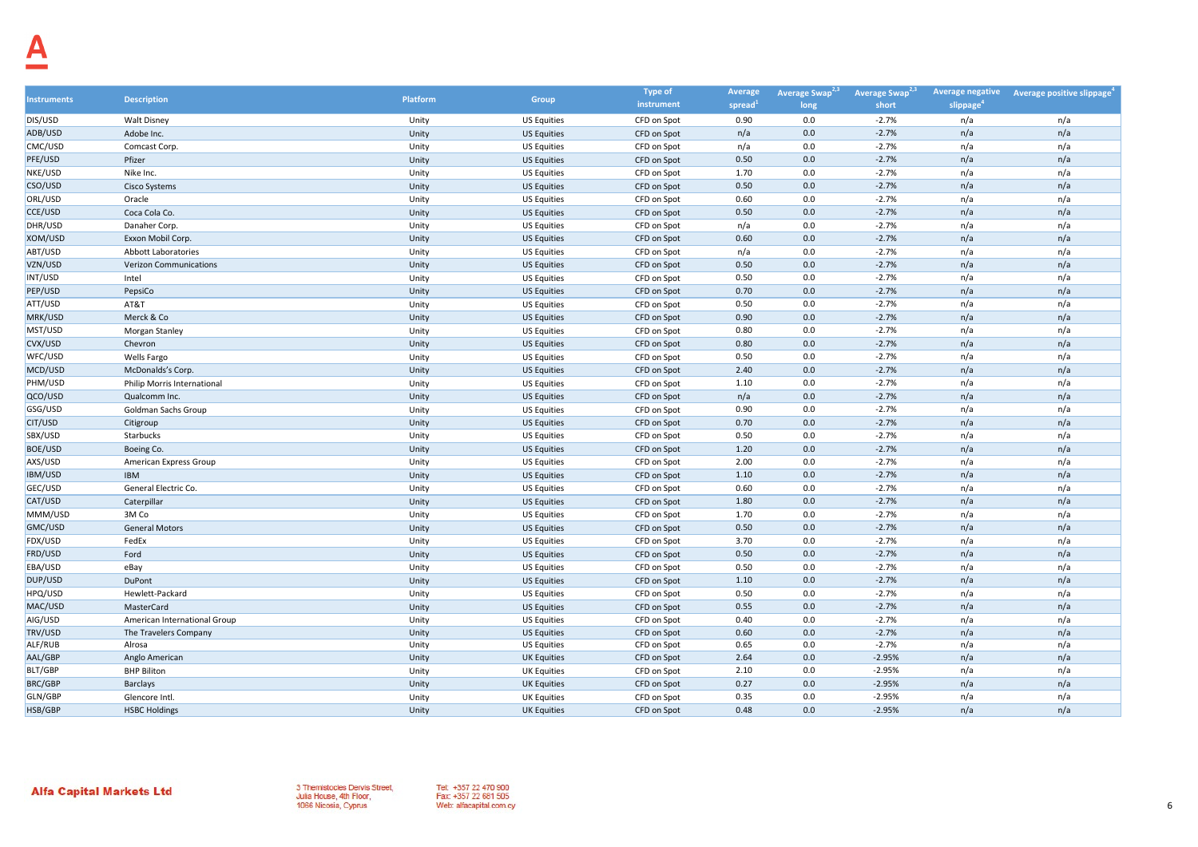| Instruments | Description | Platform | Group | Type of instrument | Average spread[1] | Average Swap[2,3] long | Average Swap[2,3] short | Average negative slippage[4] | Average positive slippage[4] |
|---|---|---|---|---|---|---|---|---|---|
| DIS/USD | Walt Disney | Unity | US Equities | CFD on Spot | 0.90 | 0.0 | -2.7% | n/a | n/a |
| ADB/USD | Adobe Inc. | Unity | US Equities | CFD on Spot | n/a | 0.0 | -2.7% | n/a | n/a |
| CMC/USD | Comcast Corp. | Unity | US Equities | CFD on Spot | n/a | 0.0 | -2.7% | n/a | n/a |
| PFE/USD | Pfizer | Unity | US Equities | CFD on Spot | 0.50 | 0.0 | -2.7% | n/a | n/a |
| NKE/USD | Nike Inc. | Unity | US Equities | CFD on Spot | 1.70 | 0.0 | -2.7% | n/a | n/a |
| CSO/USD | Cisco Systems | Unity | US Equities | CFD on Spot | 0.50 | 0.0 | -2.7% | n/a | n/a |
| ORL/USD | Oracle | Unity | US Equities | CFD on Spot | 0.60 | 0.0 | -2.7% | n/a | n/a |
| CCE/USD | Coca Cola Co. | Unity | US Equities | CFD on Spot | 0.50 | 0.0 | -2.7% | n/a | n/a |
| DHR/USD | Danaher Corp. | Unity | US Equities | CFD on Spot | n/a | 0.0 | -2.7% | n/a | n/a |
| XOM/USD | Exxon Mobil Corp. | Unity | US Equities | CFD on Spot | 0.60 | 0.0 | -2.7% | n/a | n/a |
| ABT/USD | Abbott Laboratories | Unity | US Equities | CFD on Spot | n/a | 0.0 | -2.7% | n/a | n/a |
| VZN/USD | Verizon Communications | Unity | US Equities | CFD on Spot | 0.50 | 0.0 | -2.7% | n/a | n/a |
| INT/USD | Intel | Unity | US Equities | CFD on Spot | 0.50 | 0.0 | -2.7% | n/a | n/a |
| PEP/USD | PepsiCo | Unity | US Equities | CFD on Spot | 0.70 | 0.0 | -2.7% | n/a | n/a |
| ATT/USD | AT&T | Unity | US Equities | CFD on Spot | 0.50 | 0.0 | -2.7% | n/a | n/a |
| MRK/USD | Merck & Co | Unity | US Equities | CFD on Spot | 0.90 | 0.0 | -2.7% | n/a | n/a |
| MST/USD | Morgan Stanley | Unity | US Equities | CFD on Spot | 0.80 | 0.0 | -2.7% | n/a | n/a |
| CVX/USD | Chevron | Unity | US Equities | CFD on Spot | 0.80 | 0.0 | -2.7% | n/a | n/a |
| WFC/USD | Wells Fargo | Unity | US Equities | CFD on Spot | 0.50 | 0.0 | -2.7% | n/a | n/a |
| MCD/USD | McDonald's Corp. | Unity | US Equities | CFD on Spot | 2.40 | 0.0 | -2.7% | n/a | n/a |
| PHM/USD | Philip Morris International | Unity | US Equities | CFD on Spot | 1.10 | 0.0 | -2.7% | n/a | n/a |
| QCO/USD | Qualcomm Inc. | Unity | US Equities | CFD on Spot | n/a | 0.0 | -2.7% | n/a | n/a |
| GSG/USD | Goldman Sachs Group | Unity | US Equities | CFD on Spot | 0.90 | 0.0 | -2.7% | n/a | n/a |
| CIT/USD | Citigroup | Unity | US Equities | CFD on Spot | 0.70 | 0.0 | -2.7% | n/a | n/a |
| SBX/USD | Starbucks | Unity | US Equities | CFD on Spot | 0.50 | 0.0 | -2.7% | n/a | n/a |
| BOE/USD | Boeing Co. | Unity | US Equities | CFD on Spot | 1.20 | 0.0 | -2.7% | n/a | n/a |
| AXS/USD | American Express Group | Unity | US Equities | CFD on Spot | 2.00 | 0.0 | -2.7% | n/a | n/a |
| IBM/USD | IBM | Unity | US Equities | CFD on Spot | 1.10 | 0.0 | -2.7% | n/a | n/a |
| GEC/USD | General Electric Co. | Unity | US Equities | CFD on Spot | 0.60 | 0.0 | -2.7% | n/a | n/a |
| CAT/USD | Caterpillar | Unity | US Equities | CFD on Spot | 1.80 | 0.0 | -2.7% | n/a | n/a |
| MMM/USD | 3M Co | Unity | US Equities | CFD on Spot | 1.70 | 0.0 | -2.7% | n/a | n/a |
| GMC/USD | General Motors | Unity | US Equities | CFD on Spot | 0.50 | 0.0 | -2.7% | n/a | n/a |
| FDX/USD | FedEx | Unity | US Equities | CFD on Spot | 3.70 | 0.0 | -2.7% | n/a | n/a |
| FRD/USD | Ford | Unity | US Equities | CFD on Spot | 0.50 | 0.0 | -2.7% | n/a | n/a |
| EBA/USD | eBay | Unity | US Equities | CFD on Spot | 0.50 | 0.0 | -2.7% | n/a | n/a |
| DUP/USD | DuPont | Unity | US Equities | CFD on Spot | 1.10 | 0.0 | -2.7% | n/a | n/a |
| HPQ/USD | Hewlett-Packard | Unity | US Equities | CFD on Spot | 0.50 | 0.0 | -2.7% | n/a | n/a |
| MAC/USD | MasterCard | Unity | US Equities | CFD on Spot | 0.55 | 0.0 | -2.7% | n/a | n/a |
| AIG/USD | American International Group | Unity | US Equities | CFD on Spot | 0.40 | 0.0 | -2.7% | n/a | n/a |
| TRV/USD | The Travelers Company | Unity | US Equities | CFD on Spot | 0.60 | 0.0 | -2.7% | n/a | n/a |
| ALF/RUB | Alrosa | Unity | US Equities | CFD on Spot | 0.65 | 0.0 | -2.7% | n/a | n/a |
| AAL/GBP | Anglo American | Unity | UK Equities | CFD on Spot | 2.64 | 0.0 | -2.95% | n/a | n/a |
| BLT/GBP | BHP Biliton | Unity | UK Equities | CFD on Spot | 2.10 | 0.0 | -2.95% | n/a | n/a |
| BRC/GBP | Barclays | Unity | UK Equities | CFD on Spot | 0.27 | 0.0 | -2.95% | n/a | n/a |
| GLN/GBP | Glencore Intl. | Unity | UK Equities | CFD on Spot | 0.35 | 0.0 | -2.95% | n/a | n/a |
| HSB/GBP | HSBC Holdings | Unity | UK Equities | CFD on Spot | 0.48 | 0.0 | -2.95% | n/a | n/a |

**Alfa Capital Markets Ltd**

3 Themistocles Dervis Street,
Julia House, 4th Floor,
1066 Nicosia, Cyprus

Tel: +357 22 470 900
Fax: +357 22 681 505
Web: alfacapital.com.cy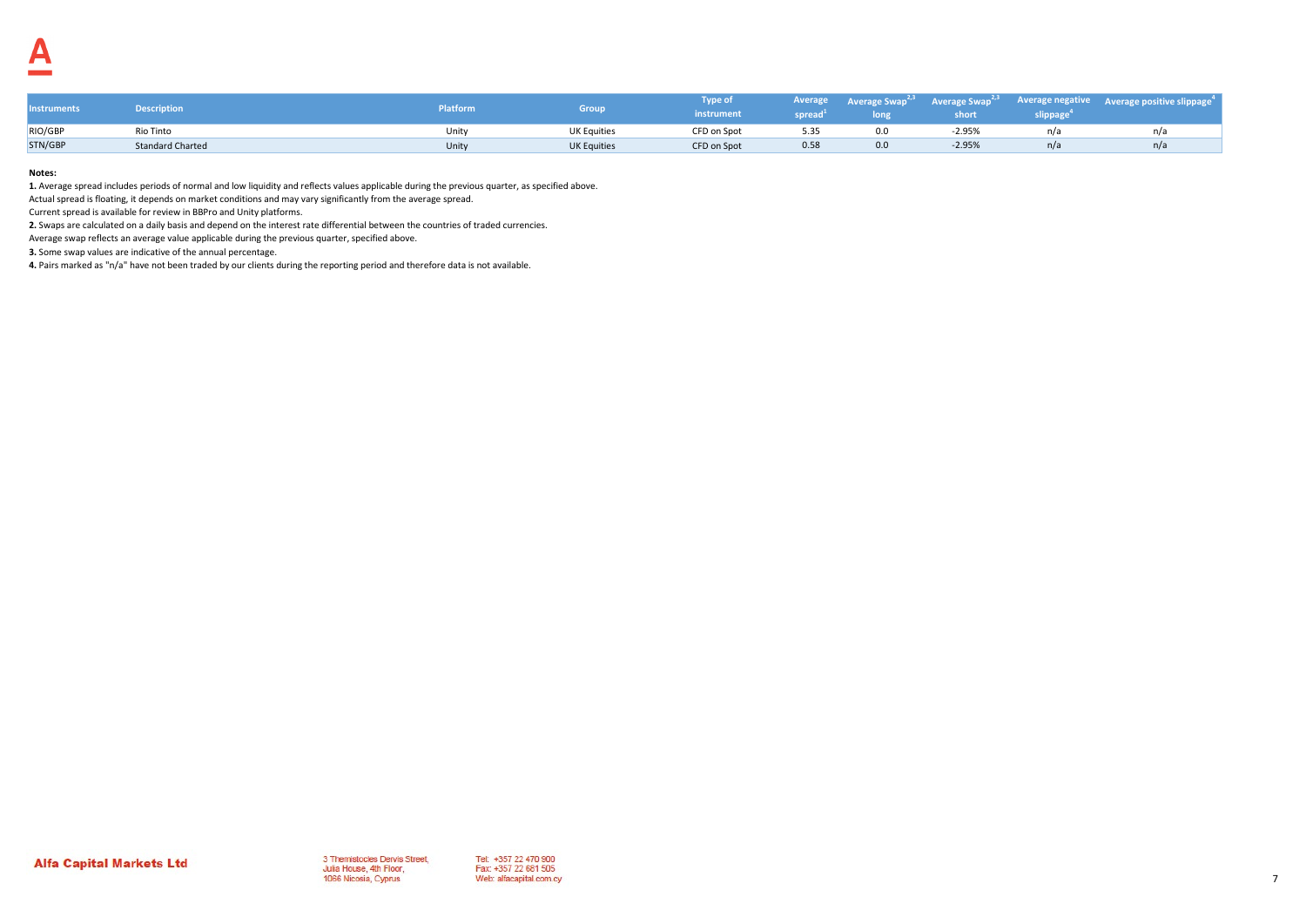| Instruments | Description | Platform | Group | Type of instrument | Average spread[1] | Average Swap[2,3] long | Average Swap[2,3] short | Average negative slippage[4] | Average positive slippage[4] |
|---|---|---|---|---|---|---|---|---|---|
| RIO/GBP | Rio Tinto | Unity | UK Equities | CFD on Spot | 5.35 | 0.0 | -2.95% | n/a | n/a |
| STN/GBP | Standard Charted | Unity | UK Equities | CFD on Spot | 0.58 | 0.0 | -2.95% | n/a | n/a |

**Notes:**

**1.** Average spread includes periods of normal and low liquidity and reflects values applicable during the previous quarter, as specified above.
Actual spread is floating, it depends on market conditions and may vary significantly from the average spread.
Current spread is available for review in BBPro and Unity platforms.

**2.** Swaps are calculated on a daily basis and depend on the interest rate differential between the countries of traded currencies.
Average swap reflects an average value applicable during the previous quarter, specified above.

**3.** Some swap values are indicative of the annual percentage.

**4.** Pairs marked as "n/a" have not been traded by our clients during the reporting period and therefore data is not available.

**Alfa Capital Markets Ltd**

3 Themistocles Dervis Street,
Julia House, 4th Floor,
1066 Nicosia, Cyprus

Tel: +357 22 470 900
Fax: +357 22 681 505
Web: alfacapital.com.cy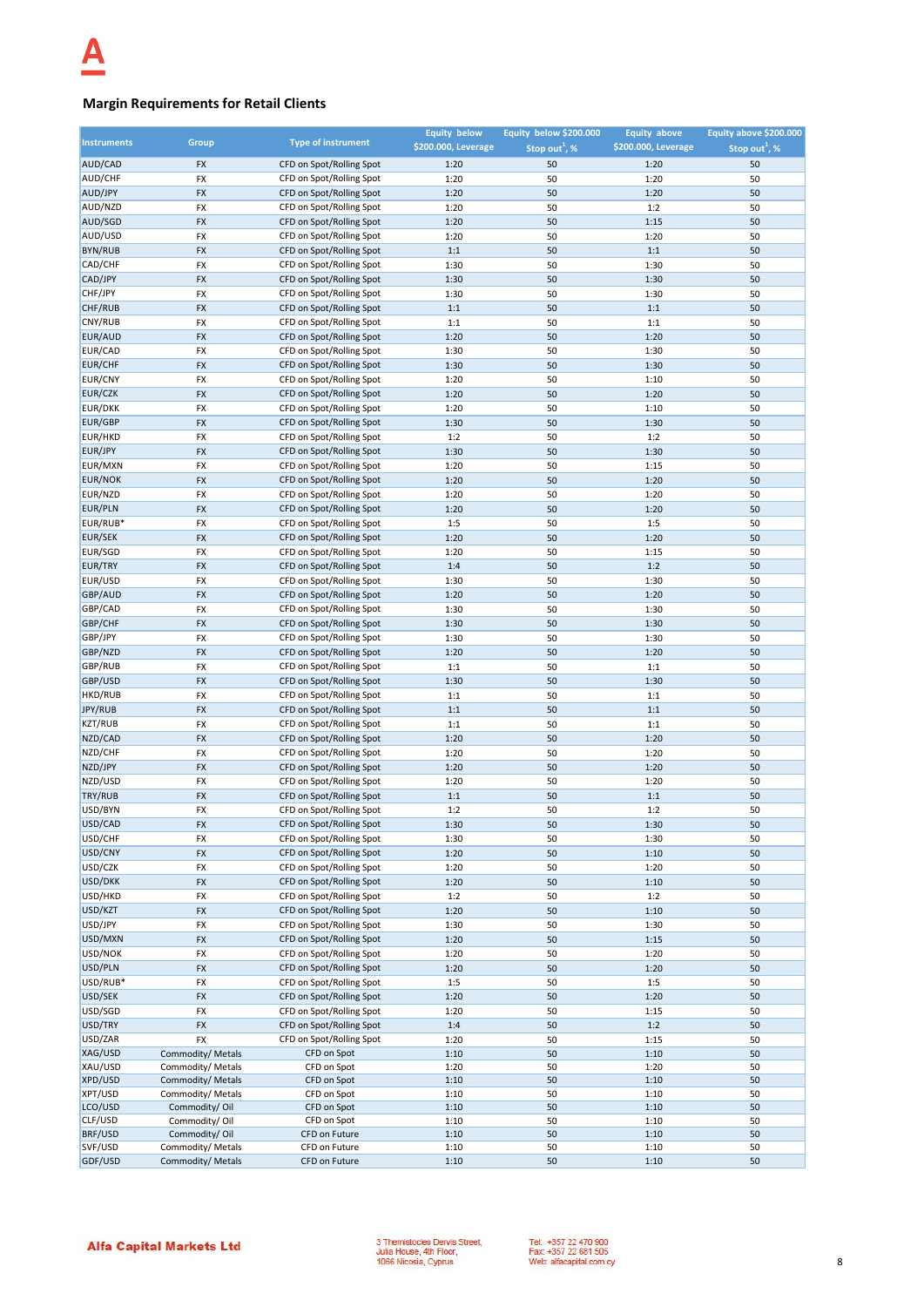## Margin Requirements for Retail Clients

| Instruments | Group | Type of instrument | Equity below $200.000, Leverage | Equity below $200.000 Stop out[1], % | Equity above $200.000, Leverage | Equity above $200.000 Stop out[1], % |
|---|---|---|---|---|---|---|
| AUD/CAD | FX | CFD on Spot/Rolling Spot | 1:20 | 50 | 1:20 | 50 |
| AUD/CHF | FX | CFD on Spot/Rolling Spot | 1:20 | 50 | 1:20 | 50 |
| AUD/JPY | FX | CFD on Spot/Rolling Spot | 1:20 | 50 | 1:20 | 50 |
| AUD/NZD | FX | CFD on Spot/Rolling Spot | 1:20 | 50 | 1:2 | 50 |
| AUD/SGD | FX | CFD on Spot/Rolling Spot | 1:20 | 50 | 1:15 | 50 |
| AUD/USD | FX | CFD on Spot/Rolling Spot | 1:20 | 50 | 1:20 | 50 |
| BYN/RUB | FX | CFD on Spot/Rolling Spot | 1:1 | 50 | 1:1 | 50 |
| CAD/CHF | FX | CFD on Spot/Rolling Spot | 1:30 | 50 | 1:30 | 50 |
| CAD/JPY | FX | CFD on Spot/Rolling Spot | 1:30 | 50 | 1:30 | 50 |
| CHF/JPY | FX | CFD on Spot/Rolling Spot | 1:30 | 50 | 1:30 | 50 |
| CHF/RUB | FX | CFD on Spot/Rolling Spot | 1:1 | 50 | 1:1 | 50 |
| CNY/RUB | FX | CFD on Spot/Rolling Spot | 1:1 | 50 | 1:1 | 50 |
| EUR/AUD | FX | CFD on Spot/Rolling Spot | 1:20 | 50 | 1:20 | 50 |
| EUR/CAD | FX | CFD on Spot/Rolling Spot | 1:30 | 50 | 1:30 | 50 |
| EUR/CHF | FX | CFD on Spot/Rolling Spot | 1:30 | 50 | 1:30 | 50 |
| EUR/CNY | FX | CFD on Spot/Rolling Spot | 1:20 | 50 | 1:10 | 50 |
| EUR/CZK | FX | CFD on Spot/Rolling Spot | 1:20 | 50 | 1:20 | 50 |
| EUR/DKK | FX | CFD on Spot/Rolling Spot | 1:20 | 50 | 1:10 | 50 |
| EUR/GBP | FX | CFD on Spot/Rolling Spot | 1:30 | 50 | 1:30 | 50 |
| EUR/HKD | FX | CFD on Spot/Rolling Spot | 1:2 | 50 | 1:2 | 50 |
| EUR/JPY | FX | CFD on Spot/Rolling Spot | 1:30 | 50 | 1:30 | 50 |
| EUR/MXN | FX | CFD on Spot/Rolling Spot | 1:20 | 50 | 1:15 | 50 |
| EUR/NOK | FX | CFD on Spot/Rolling Spot | 1:20 | 50 | 1:20 | 50 |
| EUR/NZD | FX | CFD on Spot/Rolling Spot | 1:20 | 50 | 1:20 | 50 |
| EUR/PLN | FX | CFD on Spot/Rolling Spot | 1:20 | 50 | 1:20 | 50 |
| EUR/RUB* | FX | CFD on Spot/Rolling Spot | 1:5 | 50 | 1:5 | 50 |
| EUR/SEK | FX | CFD on Spot/Rolling Spot | 1:20 | 50 | 1:20 | 50 |
| EUR/SGD | FX | CFD on Spot/Rolling Spot | 1:20 | 50 | 1:15 | 50 |
| EUR/TRY | FX | CFD on Spot/Rolling Spot | 1:4 | 50 | 1:2 | 50 |
| EUR/USD | FX | CFD on Spot/Rolling Spot | 1:30 | 50 | 1:30 | 50 |
| GBP/AUD | FX | CFD on Spot/Rolling Spot | 1:20 | 50 | 1:20 | 50 |
| GBP/CAD | FX | CFD on Spot/Rolling Spot | 1:30 | 50 | 1:30 | 50 |
| GBP/CHF | FX | CFD on Spot/Rolling Spot | 1:30 | 50 | 1:30 | 50 |
| GBP/JPY | FX | CFD on Spot/Rolling Spot | 1:30 | 50 | 1:30 | 50 |
| GBP/NZD | FX | CFD on Spot/Rolling Spot | 1:20 | 50 | 1:20 | 50 |
| GBP/RUB | FX | CFD on Spot/Rolling Spot | 1:1 | 50 | 1:1 | 50 |
| GBP/USD | FX | CFD on Spot/Rolling Spot | 1:30 | 50 | 1:30 | 50 |
| HKD/RUB | FX | CFD on Spot/Rolling Spot | 1:1 | 50 | 1:1 | 50 |
| JPY/RUB | FX | CFD on Spot/Rolling Spot | 1:1 | 50 | 1:1 | 50 |
| KZT/RUB | FX | CFD on Spot/Rolling Spot | 1:1 | 50 | 1:1 | 50 |
| NZD/CAD | FX | CFD on Spot/Rolling Spot | 1:20 | 50 | 1:20 | 50 |
| NZD/CHF | FX | CFD on Spot/Rolling Spot | 1:20 | 50 | 1:20 | 50 |
| NZD/JPY | FX | CFD on Spot/Rolling Spot | 1:20 | 50 | 1:20 | 50 |
| NZD/USD | FX | CFD on Spot/Rolling Spot | 1:20 | 50 | 1:20 | 50 |
| TRY/RUB | FX | CFD on Spot/Rolling Spot | 1:1 | 50 | 1:1 | 50 |
| USD/BYN | FX | CFD on Spot/Rolling Spot | 1:2 | 50 | 1:2 | 50 |
| USD/CAD | FX | CFD on Spot/Rolling Spot | 1:30 | 50 | 1:30 | 50 |
| USD/CHF | FX | CFD on Spot/Rolling Spot | 1:30 | 50 | 1:30 | 50 |
| USD/CNY | FX | CFD on Spot/Rolling Spot | 1:20 | 50 | 1:10 | 50 |
| USD/CZK | FX | CFD on Spot/Rolling Spot | 1:20 | 50 | 1:20 | 50 |
| USD/DKK | FX | CFD on Spot/Rolling Spot | 1:20 | 50 | 1:10 | 50 |
| USD/HKD | FX | CFD on Spot/Rolling Spot | 1:2 | 50 | 1:2 | 50 |
| USD/KZT | FX | CFD on Spot/Rolling Spot | 1:20 | 50 | 1:10 | 50 |
| USD/JPY | FX | CFD on Spot/Rolling Spot | 1:30 | 50 | 1:30 | 50 |
| USD/MXN | FX | CFD on Spot/Rolling Spot | 1:20 | 50 | 1:15 | 50 |
| USD/NOK | FX | CFD on Spot/Rolling Spot | 1:20 | 50 | 1:20 | 50 |
| USD/PLN | FX | CFD on Spot/Rolling Spot | 1:20 | 50 | 1:20 | 50 |
| USD/RUB* | FX | CFD on Spot/Rolling Spot | 1:5 | 50 | 1:5 | 50 |
| USD/SEK | FX | CFD on Spot/Rolling Spot | 1:20 | 50 | 1:20 | 50 |
| USD/SGD | FX | CFD on Spot/Rolling Spot | 1:20 | 50 | 1:15 | 50 |
| USD/TRY | FX | CFD on Spot/Rolling Spot | 1:4 | 50 | 1:2 | 50 |
| USD/ZAR | FX | CFD on Spot/Rolling Spot | 1:20 | 50 | 1:15 | 50 |
| XAG/USD | Commodity/ Metals | CFD on Spot | 1:10 | 50 | 1:10 | 50 |
| XAU/USD | Commodity/ Metals | CFD on Spot | 1:20 | 50 | 1:20 | 50 |
| XPD/USD | Commodity/ Metals | CFD on Spot | 1:10 | 50 | 1:10 | 50 |
| XPT/USD | Commodity/ Metals | CFD on Spot | 1:10 | 50 | 1:10 | 50 |
| LCO/USD | Commodity/ Oil | CFD on Spot | 1:10 | 50 | 1:10 | 50 |
| CLF/USD | Commodity/ Oil | CFD on Spot | 1:10 | 50 | 1:10 | 50 |
| BRF/USD | Commodity/ Oil | CFD on Future | 1:10 | 50 | 1:10 | 50 |
| SVF/USD | Commodity/ Metals | CFD on Future | 1:10 | 50 | 1:10 | 50 |
| GDF/USD | Commodity/ Metals | CFD on Future | 1:10 | 50 | 1:10 | 50 |

**Alfa Capital Markets Ltd**

3 Themistocles Dervis Street,
Julia House, 4th Floor,
1066 Nicosia, Cyprus

Tel: +357 22 470 900
Fax: +357 22 681 505
Web: alfacapital.com.cy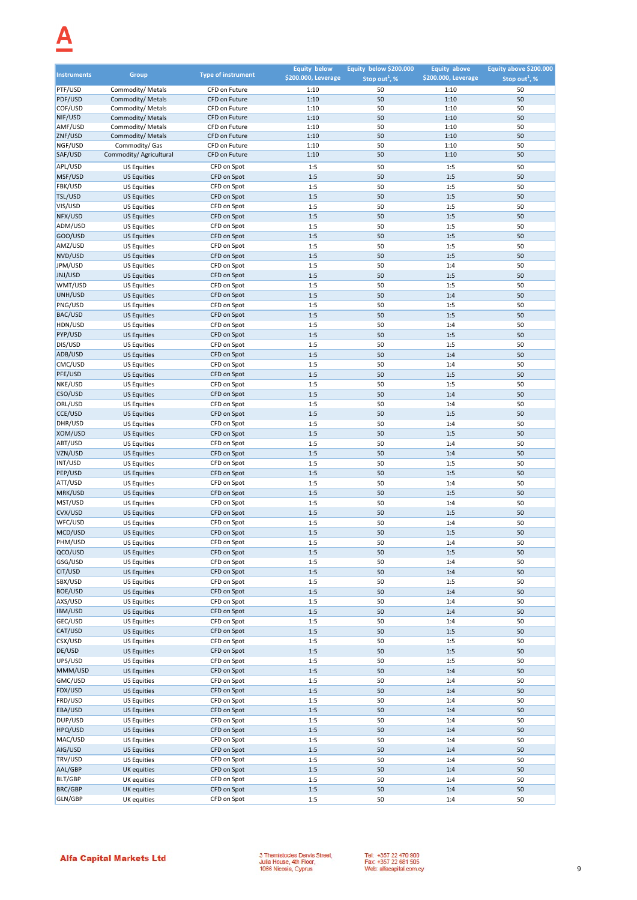| Instruments | Group | Type of instrument | Equity below \$200.000, Leverage | Equity below \$200.000 Stop out[1], % | Equity above \$200.000, Leverage | Equity above \$200.000 Stop out[1], % |
|---|---|---|---|---|---|---|
| PTF/USD | Commodity/ Metals | CFD on Future | 1:10 | 50 | 1:10 | 50 |
| PDF/USD | Commodity/ Metals | CFD on Future | 1:10 | 50 | 1:10 | 50 |
| COF/USD | Commodity/ Metals | CFD on Future | 1:10 | 50 | 1:10 | 50 |
| NIF/USD | Commodity/ Metals | CFD on Future | 1:10 | 50 | 1:10 | 50 |
| AMF/USD | Commodity/ Metals | CFD on Future | 1:10 | 50 | 1:10 | 50 |
| ZNF/USD | Commodity/ Metals | CFD on Future | 1:10 | 50 | 1:10 | 50 |
| NGF/USD | Commodity/ Gas | CFD on Future | 1:10 | 50 | 1:10 | 50 |
| SAF/USD | Commodity/ Agricultural | CFD on Future | 1:10 | 50 | 1:10 | 50 |
| APL/USD | US Equities | CFD on Spot | 1:5 | 50 | 1:5 | 50 |
| MSF/USD | US Equities | CFD on Spot | 1:5 | 50 | 1:5 | 50 |
| FBK/USD | US Equities | CFD on Spot | 1:5 | 50 | 1:5 | 50 |
| TSL/USD | US Equities | CFD on Spot | 1:5 | 50 | 1:5 | 50 |
| VIS/USD | US Equities | CFD on Spot | 1:5 | 50 | 1:5 | 50 |
| NFX/USD | US Equities | CFD on Spot | 1:5 | 50 | 1:5 | 50 |
| ADM/USD | US Equities | CFD on Spot | 1:5 | 50 | 1:5 | 50 |
| GOO/USD | US Equities | CFD on Spot | 1:5 | 50 | 1:5 | 50 |
| AMZ/USD | US Equities | CFD on Spot | 1:5 | 50 | 1:5 | 50 |
| NVD/USD | US Equities | CFD on Spot | 1:5 | 50 | 1:5 | 50 |
| JPM/USD | US Equities | CFD on Spot | 1:5 | 50 | 1:4 | 50 |
| JNJ/USD | US Equities | CFD on Spot | 1:5 | 50 | 1:5 | 50 |
| WMT/USD | US Equities | CFD on Spot | 1:5 | 50 | 1:5 | 50 |
| UNH/USD | US Equities | CFD on Spot | 1:5 | 50 | 1:4 | 50 |
| PNG/USD | US Equities | CFD on Spot | 1:5 | 50 | 1:5 | 50 |
| BAC/USD | US Equities | CFD on Spot | 1:5 | 50 | 1:5 | 50 |
| HDN/USD | US Equities | CFD on Spot | 1:5 | 50 | 1:4 | 50 |
| PYP/USD | US Equities | CFD on Spot | 1:5 | 50 | 1:5 | 50 |
| DIS/USD | US Equities | CFD on Spot | 1:5 | 50 | 1:5 | 50 |
| ADB/USD | US Equities | CFD on Spot | 1:5 | 50 | 1:4 | 50 |
| CMC/USD | US Equities | CFD on Spot | 1:5 | 50 | 1:4 | 50 |
| PFE/USD | US Equities | CFD on Spot | 1:5 | 50 | 1:5 | 50 |
| NKE/USD | US Equities | CFD on Spot | 1:5 | 50 | 1:5 | 50 |
| CSO/USD | US Equities | CFD on Spot | 1:5 | 50 | 1:4 | 50 |
| ORL/USD | US Equities | CFD on Spot | 1:5 | 50 | 1:4 | 50 |
| CCE/USD | US Equities | CFD on Spot | 1:5 | 50 | 1:5 | 50 |
| DHR/USD | US Equities | CFD on Spot | 1:5 | 50 | 1:4 | 50 |
| XOM/USD | US Equities | CFD on Spot | 1:5 | 50 | 1:5 | 50 |
| ABT/USD | US Equities | CFD on Spot | 1:5 | 50 | 1:4 | 50 |
| VZN/USD | US Equities | CFD on Spot | 1:5 | 50 | 1:4 | 50 |
| INT/USD | US Equities | CFD on Spot | 1:5 | 50 | 1:5 | 50 |
| PEP/USD | US Equities | CFD on Spot | 1:5 | 50 | 1:5 | 50 |
| ATT/USD | US Equities | CFD on Spot | 1:5 | 50 | 1:4 | 50 |
| MRK/USD | US Equities | CFD on Spot | 1:5 | 50 | 1:5 | 50 |
| MST/USD | US Equities | CFD on Spot | 1:5 | 50 | 1:4 | 50 |
| CVX/USD | US Equities | CFD on Spot | 1:5 | 50 | 1:5 | 50 |
| WFC/USD | US Equities | CFD on Spot | 1:5 | 50 | 1:4 | 50 |
| MCD/USD | US Equities | CFD on Spot | 1:5 | 50 | 1:5 | 50 |
| PHM/USD | US Equities | CFD on Spot | 1:5 | 50 | 1:4 | 50 |
| QCO/USD | US Equities | CFD on Spot | 1:5 | 50 | 1:5 | 50 |
| GSG/USD | US Equities | CFD on Spot | 1:5 | 50 | 1:4 | 50 |
| CIT/USD | US Equities | CFD on Spot | 1:5 | 50 | 1:4 | 50 |
| SBX/USD | US Equities | CFD on Spot | 1:5 | 50 | 1:5 | 50 |
| BOE/USD | US Equities | CFD on Spot | 1:5 | 50 | 1:4 | 50 |
| AXS/USD | US Equities | CFD on Spot | 1:5 | 50 | 1:4 | 50 |
| IBM/USD | US Equities | CFD on Spot | 1:5 | 50 | 1:4 | 50 |
| GEC/USD | US Equities | CFD on Spot | 1:5 | 50 | 1:4 | 50 |
| CAT/USD | US Equities | CFD on Spot | 1:5 | 50 | 1:5 | 50 |
| CSX/USD | US Equities | CFD on Spot | 1:5 | 50 | 1:5 | 50 |
| DE/USD | US Equities | CFD on Spot | 1:5 | 50 | 1:5 | 50 |
| UPS/USD | US Equities | CFD on Spot | 1:5 | 50 | 1:5 | 50 |
| MMM/USD | US Equities | CFD on Spot | 1:5 | 50 | 1:4 | 50 |
| GMC/USD | US Equities | CFD on Spot | 1:5 | 50 | 1:4 | 50 |
| FDX/USD | US Equities | CFD on Spot | 1:5 | 50 | 1:4 | 50 |
| FRD/USD | US Equities | CFD on Spot | 1:5 | 50 | 1:4 | 50 |
| EBA/USD | US Equities | CFD on Spot | 1:5 | 50 | 1:4 | 50 |
| DUP/USD | US Equities | CFD on Spot | 1:5 | 50 | 1:4 | 50 |
| HPQ/USD | US Equities | CFD on Spot | 1:5 | 50 | 1:4 | 50 |
| MAC/USD | US Equities | CFD on Spot | 1:5 | 50 | 1:4 | 50 |
| AIG/USD | US Equities | CFD on Spot | 1:5 | 50 | 1:4 | 50 |
| TRV/USD | US Equities | CFD on Spot | 1:5 | 50 | 1:4 | 50 |
| AAL/GBP | UK equities | CFD on Spot | 1:5 | 50 | 1:4 | 50 |
| BLT/GBP | UK equities | CFD on Spot | 1:5 | 50 | 1:4 | 50 |
| BRC/GBP | UK equities | CFD on Spot | 1:5 | 50 | 1:4 | 50 |
| GLN/GBP | UK equities | CFD on Spot | 1:5 | 50 | 1:4 | 50 |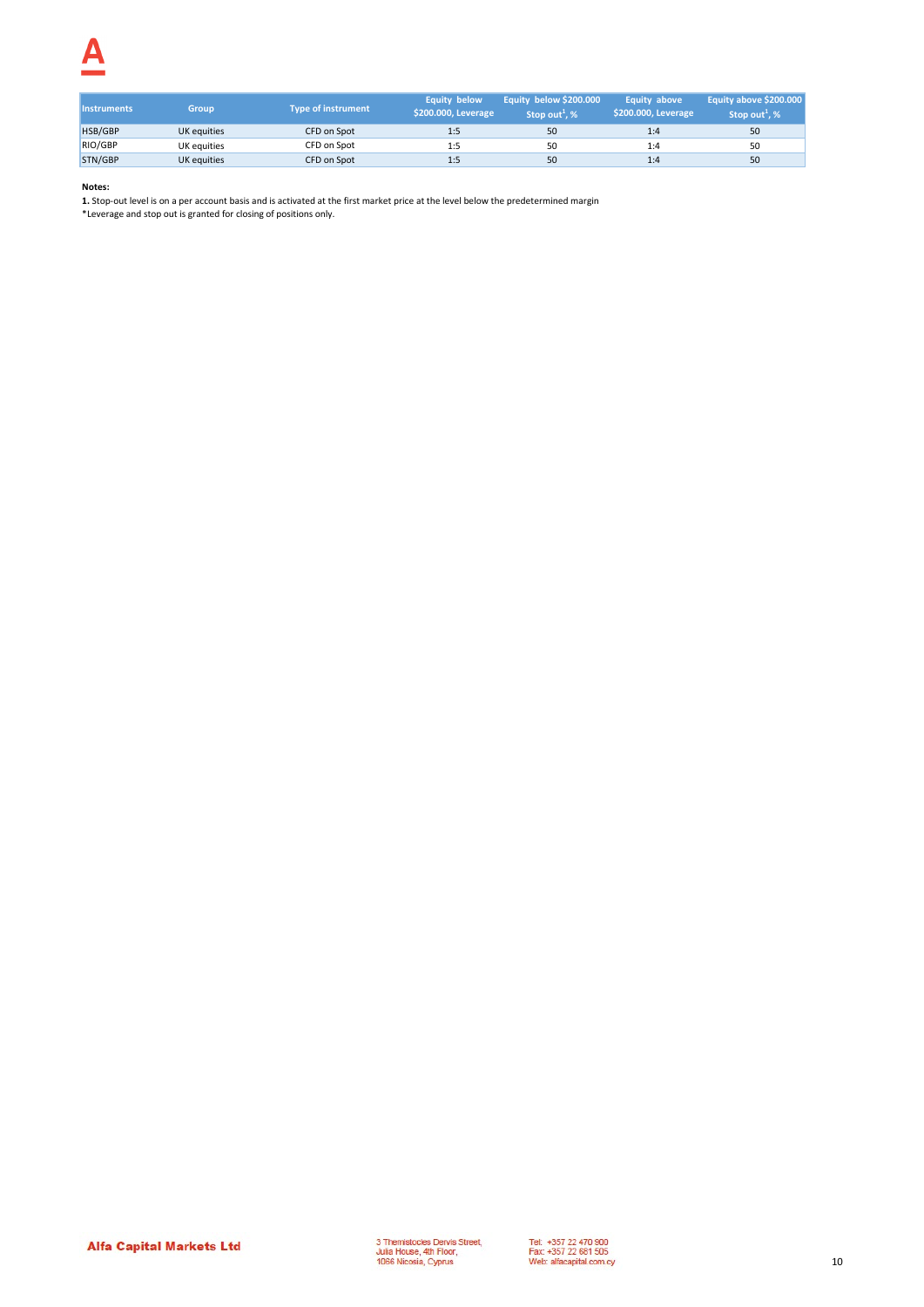| Instruments | Group | Type of instrument | Equity below $200.000, Leverage | Equity below $200.000 Stop out[1], % | Equity above $200.000, Leverage | Equity above $200.000 Stop out[1], % |
|---|---|---|---|---|---|---|
| HSB/GBP | UK equities | CFD on Spot | 1:5 | 50 | 1:4 | 50 |
| RIO/GBP | UK equities | CFD on Spot | 1:5 | 50 | 1:4 | 50 |
| STN/GBP | UK equities | CFD on Spot | 1:5 | 50 | 1:4 | 50 |

**Notes:**

**1.** Stop-out level is on a per account basis and is activated at the first market price at the level below the predetermined margin

*Leverage and stop out is granted for closing of positions only.

**Alfa Capital Markets Ltd**

3 Themistocles Dervis Street,
Julia House, 4th Floor,
1066 Nicosia, Cyprus

Tel: +357 22 470 900
Fax: +357 22 681 505
Web: alfacapital.com.cy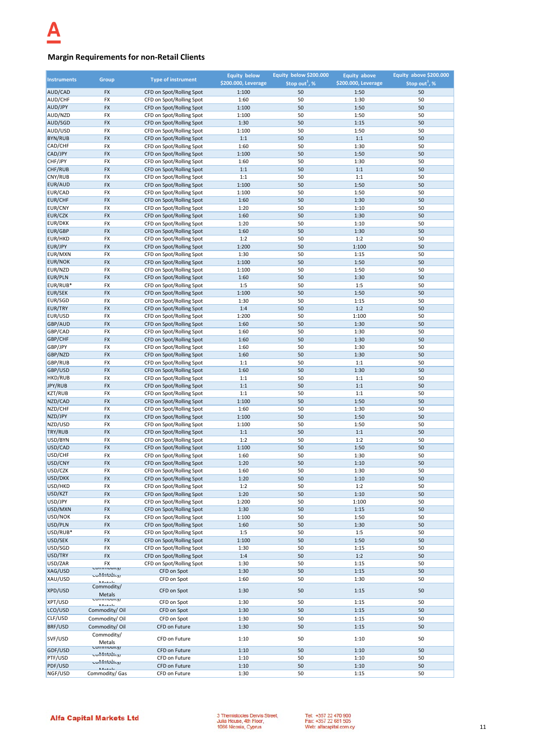## Margin Requirements for non-Retail Clients

| Instruments | Group | Type of instrument | Equity below $200.000, Leverage | Equity below $200.000 Stop out[1], % | Equity above $200.000, Leverage | Equity above $200.000 Stop out[1], % |
|---|---|---|---|---|---|---|
| AUD/CAD | FX | CFD on Spot/Rolling Spot | 1:100 | 50 | 1:50 | 50 |
| AUD/CHF | FX | CFD on Spot/Rolling Spot | 1:60 | 50 | 1:30 | 50 |
| AUD/JPY | FX | CFD on Spot/Rolling Spot | 1:100 | 50 | 1:50 | 50 |
| AUD/NZD | FX | CFD on Spot/Rolling Spot | 1:100 | 50 | 1:50 | 50 |
| AUD/SGD | FX | CFD on Spot/Rolling Spot | 1:30 | 50 | 1:15 | 50 |
| AUD/USD | FX | CFD on Spot/Rolling Spot | 1:100 | 50 | 1:50 | 50 |
| BYN/RUB | FX | CFD on Spot/Rolling Spot | 1:1 | 50 | 1:1 | 50 |
| CAD/CHF | FX | CFD on Spot/Rolling Spot | 1:60 | 50 | 1:30 | 50 |
| CAD/JPY | FX | CFD on Spot/Rolling Spot | 1:100 | 50 | 1:50 | 50 |
| CHF/JPY | FX | CFD on Spot/Rolling Spot | 1:60 | 50 | 1:30 | 50 |
| CHF/RUB | FX | CFD on Spot/Rolling Spot | 1:1 | 50 | 1:1 | 50 |
| CNY/RUB | FX | CFD on Spot/Rolling Spot | 1:1 | 50 | 1:1 | 50 |
| EUR/AUD | FX | CFD on Spot/Rolling Spot | 1:100 | 50 | 1:50 | 50 |
| EUR/CAD | FX | CFD on Spot/Rolling Spot | 1:100 | 50 | 1:50 | 50 |
| EUR/CHF | FX | CFD on Spot/Rolling Spot | 1:60 | 50 | 1:30 | 50 |
| EUR/CNY | FX | CFD on Spot/Rolling Spot | 1:20 | 50 | 1:10 | 50 |
| EUR/CZK | FX | CFD on Spot/Rolling Spot | 1:60 | 50 | 1:30 | 50 |
| EUR/DKK | FX | CFD on Spot/Rolling Spot | 1:20 | 50 | 1:10 | 50 |
| EUR/GBP | FX | CFD on Spot/Rolling Spot | 1:60 | 50 | 1:30 | 50 |
| EUR/HKD | FX | CFD on Spot/Rolling Spot | 1:2 | 50 | 1:2 | 50 |
| EUR/JPY | FX | CFD on Spot/Rolling Spot | 1:200 | 50 | 1:100 | 50 |
| EUR/MXN | FX | CFD on Spot/Rolling Spot | 1:30 | 50 | 1:15 | 50 |
| EUR/NOK | FX | CFD on Spot/Rolling Spot | 1:100 | 50 | 1:50 | 50 |
| EUR/NZD | FX | CFD on Spot/Rolling Spot | 1:100 | 50 | 1:50 | 50 |
| EUR/PLN | FX | CFD on Spot/Rolling Spot | 1:60 | 50 | 1:30 | 50 |
| EUR/RUB* | FX | CFD on Spot/Rolling Spot | 1:5 | 50 | 1:5 | 50 |
| EUR/SEK | FX | CFD on Spot/Rolling Spot | 1:100 | 50 | 1:50 | 50 |
| EUR/SGD | FX | CFD on Spot/Rolling Spot | 1:30 | 50 | 1:15 | 50 |
| EUR/TRY | FX | CFD on Spot/Rolling Spot | 1:4 | 50 | 1:2 | 50 |
| EUR/USD | FX | CFD on Spot/Rolling Spot | 1:200 | 50 | 1:100 | 50 |
| GBP/AUD | FX | CFD on Spot/Rolling Spot | 1:60 | 50 | 1:30 | 50 |
| GBP/CAD | FX | CFD on Spot/Rolling Spot | 1:60 | 50 | 1:30 | 50 |
| GBP/CHF | FX | CFD on Spot/Rolling Spot | 1:60 | 50 | 1:30 | 50 |
| GBP/JPY | FX | CFD on Spot/Rolling Spot | 1:60 | 50 | 1:30 | 50 |
| GBP/NZD | FX | CFD on Spot/Rolling Spot | 1:60 | 50 | 1:30 | 50 |
| GBP/RUB | FX | CFD on Spot/Rolling Spot | 1:1 | 50 | 1:1 | 50 |
| GBP/USD | FX | CFD on Spot/Rolling Spot | 1:60 | 50 | 1:30 | 50 |
| HKD/RUB | FX | CFD on Spot/Rolling Spot | 1:1 | 50 | 1:1 | 50 |
| JPY/RUB | FX | CFD on Spot/Rolling Spot | 1:1 | 50 | 1:1 | 50 |
| KZT/RUB | FX | CFD on Spot/Rolling Spot | 1:1 | 50 | 1:1 | 50 |
| NZD/CAD | FX | CFD on Spot/Rolling Spot | 1:100 | 50 | 1:50 | 50 |
| NZD/CHF | FX | CFD on Spot/Rolling Spot | 1:60 | 50 | 1:30 | 50 |
| NZD/JPY | FX | CFD on Spot/Rolling Spot | 1:100 | 50 | 1:50 | 50 |
| NZD/USD | FX | CFD on Spot/Rolling Spot | 1:100 | 50 | 1:50 | 50 |
| TRY/RUB | FX | CFD on Spot/Rolling Spot | 1:1 | 50 | 1:1 | 50 |
| USD/BYN | FX | CFD on Spot/Rolling Spot | 1:2 | 50 | 1:2 | 50 |
| USD/CAD | FX | CFD on Spot/Rolling Spot | 1:100 | 50 | 1:50 | 50 |
| USD/CHF | FX | CFD on Spot/Rolling Spot | 1:60 | 50 | 1:30 | 50 |
| USD/CNY | FX | CFD on Spot/Rolling Spot | 1:20 | 50 | 1:10 | 50 |
| USD/CZK | FX | CFD on Spot/Rolling Spot | 1:60 | 50 | 1:30 | 50 |
| USD/DKK | FX | CFD on Spot/Rolling Spot | 1:20 | 50 | 1:10 | 50 |
| USD/HKD | FX | CFD on Spot/Rolling Spot | 1:2 | 50 | 1:2 | 50 |
| USD/KZT | FX | CFD on Spot/Rolling Spot | 1:20 | 50 | 1:10 | 50 |
| USD/JPY | FX | CFD on Spot/Rolling Spot | 1:200 | 50 | 1:100 | 50 |
| USD/MXN | FX | CFD on Spot/Rolling Spot | 1:30 | 50 | 1:15 | 50 |
| USD/NOK | FX | CFD on Spot/Rolling Spot | 1:100 | 50 | 1:50 | 50 |
| USD/PLN | FX | CFD on Spot/Rolling Spot | 1:60 | 50 | 1:30 | 50 |
| USD/RUB* | FX | CFD on Spot/Rolling Spot | 1:5 | 50 | 1:5 | 50 |
| USD/SEK | FX | CFD on Spot/Rolling Spot | 1:100 | 50 | 1:50 | 50 |
| USD/SGD | FX | CFD on Spot/Rolling Spot | 1:30 | 50 | 1:15 | 50 |
| USD/TRY | FX | CFD on Spot/Rolling Spot | 1:4 | 50 | 1:2 | 50 |
| USD/ZAR | FX | CFD on Spot/Rolling Spot | 1:30 | 50 | 1:15 | 50 |
| XAG/USD | Commodity/ Metals | CFD on Spot | 1:30 | 50 | 1:15 | 50 |
| XAU/USD | Commodity/ Metals | CFD on Spot | 1:60 | 50 | 1:30 | 50 |
| XPD/USD | Commodity/ Metals | CFD on Spot | 1:30 | 50 | 1:15 | 50 |
| XPT/USD | Commodity/ Metals | CFD on Spot | 1:30 | 50 | 1:15 | 50 |
| LCO/USD | Commodity/ Oil | CFD on Spot | 1:30 | 50 | 1:15 | 50 |
| CLF/USD | Commodity/ Oil | CFD on Spot | 1:30 | 50 | 1:15 | 50 |
| BRF/USD | Commodity/ Oil | CFD on Future | 1:30 | 50 | 1:15 | 50 |
| SVF/USD | Commodity/ Metals | CFD on Future | 1:10 | 50 | 1:10 | 50 |
| GDF/USD | Commodity/ Metals | CFD on Future | 1:10 | 50 | 1:10 | 50 |
| PTF/USD | Commodity/ Metals | CFD on Future | 1:10 | 50 | 1:10 | 50 |
| PDF/USD | Commodity/ Metals | CFD on Future | 1:10 | 50 | 1:10 | 50 |
| NGF/USD | Commodity/ Gas | CFD on Future | 1:30 | 50 | 1:15 | 50 |

**Alfa Capital Markets Ltd**

3 Themistocles Dervis Street, Julia House, 4th Floor, 1066 Nicosia, Cyprus

Tel: +357 22 470 900
Fax: +357 22 681 505
Web: alfacapital.com.cy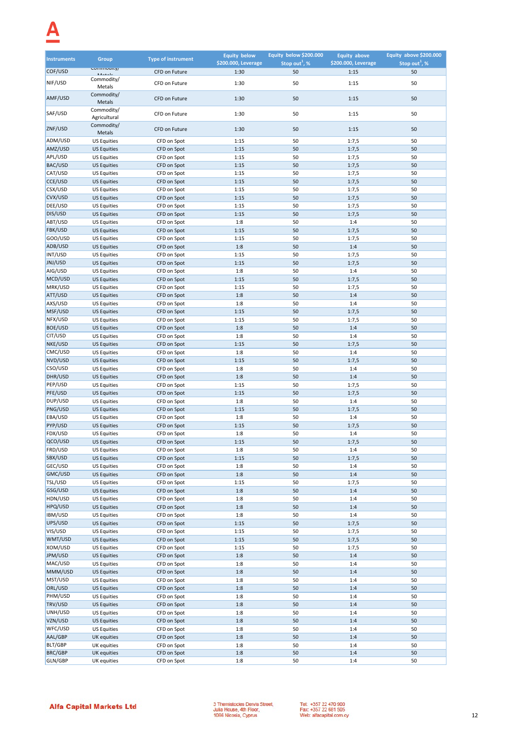| Instruments | Group | Type of instrument | Equity below $200.000, Leverage | Equity below $200.000 Stop out[1], % | Equity above $200.000, Leverage | Equity above $200.000 Stop out[1], % |
|---|---|---|---|---|---|---|
| COF/USD | Commodity/ Metals | CFD on Future | 1:30 | 50 | 1:15 | 50 |
| NIF/USD | Commodity/ Metals | CFD on Future | 1:30 | 50 | 1:15 | 50 |
| AMF/USD | Commodity/ Metals | CFD on Future | 1:30 | 50 | 1:15 | 50 |
| SAF/USD | Commodity/ Agricultural | CFD on Future | 1:30 | 50 | 1:15 | 50 |
| ZNF/USD | Commodity/ Metals | CFD on Future | 1:30 | 50 | 1:15 | 50 |
| ADM/USD | US Equities | CFD on Spot | 1:15 | 50 | 1:7,5 | 50 |
| AMZ/USD | US Equities | CFD on Spot | 1:15 | 50 | 1:7,5 | 50 |
| APL/USD | US Equities | CFD on Spot | 1:15 | 50 | 1:7,5 | 50 |
| BAC/USD | US Equities | CFD on Spot | 1:15 | 50 | 1:7,5 | 50 |
| CAT/USD | US Equities | CFD on Spot | 1:15 | 50 | 1:7,5 | 50 |
| CCE/USD | US Equities | CFD on Spot | 1:15 | 50 | 1:7,5 | 50 |
| CSX/USD | US Equities | CFD on Spot | 1:15 | 50 | 1:7,5 | 50 |
| CVX/USD | US Equities | CFD on Spot | 1:15 | 50 | 1:7,5 | 50 |
| DEE/USD | US Equities | CFD on Spot | 1:15 | 50 | 1:7,5 | 50 |
| DIS/USD | US Equities | CFD on Spot | 1:15 | 50 | 1:7,5 | 50 |
| ABT/USD | US Equities | CFD on Spot | 1:8 | 50 | 1:4 | 50 |
| FBK/USD | US Equities | CFD on Spot | 1:15 | 50 | 1:7,5 | 50 |
| GOO/USD | US Equities | CFD on Spot | 1:15 | 50 | 1:7,5 | 50 |
| ADB/USD | US Equities | CFD on Spot | 1:8 | 50 | 1:4 | 50 |
| INT/USD | US Equities | CFD on Spot | 1:15 | 50 | 1:7,5 | 50 |
| JNJ/USD | US Equities | CFD on Spot | 1:15 | 50 | 1:7,5 | 50 |
| AIG/USD | US Equities | CFD on Spot | 1:8 | 50 | 1:4 | 50 |
| MCD/USD | US Equities | CFD on Spot | 1:15 | 50 | 1:7,5 | 50 |
| MRK/USD | US Equities | CFD on Spot | 1:15 | 50 | 1:7,5 | 50 |
| ATT/USD | US Equities | CFD on Spot | 1:8 | 50 | 1:4 | 50 |
| AXS/USD | US Equities | CFD on Spot | 1:8 | 50 | 1:4 | 50 |
| MSF/USD | US Equities | CFD on Spot | 1:15 | 50 | 1:7,5 | 50 |
| NFX/USD | US Equities | CFD on Spot | 1:15 | 50 | 1:7,5 | 50 |
| BOE/USD | US Equities | CFD on Spot | 1:8 | 50 | 1:4 | 50 |
| CIT/USD | US Equities | CFD on Spot | 1:8 | 50 | 1:4 | 50 |
| NKE/USD | US Equities | CFD on Spot | 1:15 | 50 | 1:7,5 | 50 |
| CMC/USD | US Equities | CFD on Spot | 1:8 | 50 | 1:4 | 50 |
| NVD/USD | US Equities | CFD on Spot | 1:15 | 50 | 1:7,5 | 50 |
| CSO/USD | US Equities | CFD on Spot | 1:8 | 50 | 1:4 | 50 |
| DHR/USD | US Equities | CFD on Spot | 1:8 | 50 | 1:4 | 50 |
| PEP/USD | US Equities | CFD on Spot | 1:15 | 50 | 1:7,5 | 50 |
| PFE/USD | US Equities | CFD on Spot | 1:15 | 50 | 1:7,5 | 50 |
| DUP/USD | US Equities | CFD on Spot | 1:8 | 50 | 1:4 | 50 |
| PNG/USD | US Equities | CFD on Spot | 1:15 | 50 | 1:7,5 | 50 |
| EBA/USD | US Equities | CFD on Spot | 1:8 | 50 | 1:4 | 50 |
| PYP/USD | US Equities | CFD on Spot | 1:15 | 50 | 1:7,5 | 50 |
| FDX/USD | US Equities | CFD on Spot | 1:8 | 50 | 1:4 | 50 |
| QCO/USD | US Equities | CFD on Spot | 1:15 | 50 | 1:7,5 | 50 |
| FRD/USD | US Equities | CFD on Spot | 1:8 | 50 | 1:4 | 50 |
| SBX/USD | US Equities | CFD on Spot | 1:15 | 50 | 1:7,5 | 50 |
| GEC/USD | US Equities | CFD on Spot | 1:8 | 50 | 1:4 | 50 |
| GMC/USD | US Equities | CFD on Spot | 1:8 | 50 | 1:4 | 50 |
| TSL/USD | US Equities | CFD on Spot | 1:15 | 50 | 1:7,5 | 50 |
| GSG/USD | US Equities | CFD on Spot | 1:8 | 50 | 1:4 | 50 |
| HDN/USD | US Equities | CFD on Spot | 1:8 | 50 | 1:4 | 50 |
| HPQ/USD | US Equities | CFD on Spot | 1:8 | 50 | 1:4 | 50 |
| IBM/USD | US Equities | CFD on Spot | 1:8 | 50 | 1:4 | 50 |
| UPS/USD | US Equities | CFD on Spot | 1:15 | 50 | 1:7,5 | 50 |
| VIS/USD | US Equities | CFD on Spot | 1:15 | 50 | 1:7,5 | 50 |
| WMT/USD | US Equities | CFD on Spot | 1:15 | 50 | 1:7,5 | 50 |
| XOM/USD | US Equities | CFD on Spot | 1:15 | 50 | 1:7,5 | 50 |
| JPM/USD | US Equities | CFD on Spot | 1:8 | 50 | 1:4 | 50 |
| MAC/USD | US Equities | CFD on Spot | 1:8 | 50 | 1:4 | 50 |
| MMM/USD | US Equities | CFD on Spot | 1:8 | 50 | 1:4 | 50 |
| MST/USD | US Equities | CFD on Spot | 1:8 | 50 | 1:4 | 50 |
| ORL/USD | US Equities | CFD on Spot | 1:8 | 50 | 1:4 | 50 |
| PHM/USD | US Equities | CFD on Spot | 1:8 | 50 | 1:4 | 50 |
| TRV/USD | US Equities | CFD on Spot | 1:8 | 50 | 1:4 | 50 |
| UNH/USD | US Equities | CFD on Spot | 1:8 | 50 | 1:4 | 50 |
| VZN/USD | US Equities | CFD on Spot | 1:8 | 50 | 1:4 | 50 |
| WFC/USD | US Equities | CFD on Spot | 1:8 | 50 | 1:4 | 50 |
| AAL/GBP | UK equities | CFD on Spot | 1:8 | 50 | 1:4 | 50 |
| BLT/GBP | UK equities | CFD on Spot | 1:8 | 50 | 1:4 | 50 |
| BRC/GBP | UK equities | CFD on Spot | 1:8 | 50 | 1:4 | 50 |
| GLN/GBP | UK equities | CFD on Spot | 1:8 | 50 | 1:4 | 50 |

**Alfa Capital Markets Ltd**

3 Themistocles Dervis Street,
Julia House, 4th Floor,
1066 Nicosia, Cyprus

Tel: +357 22 470 900
Fax: +357 22 681 505
Web: alfacapital.com.cy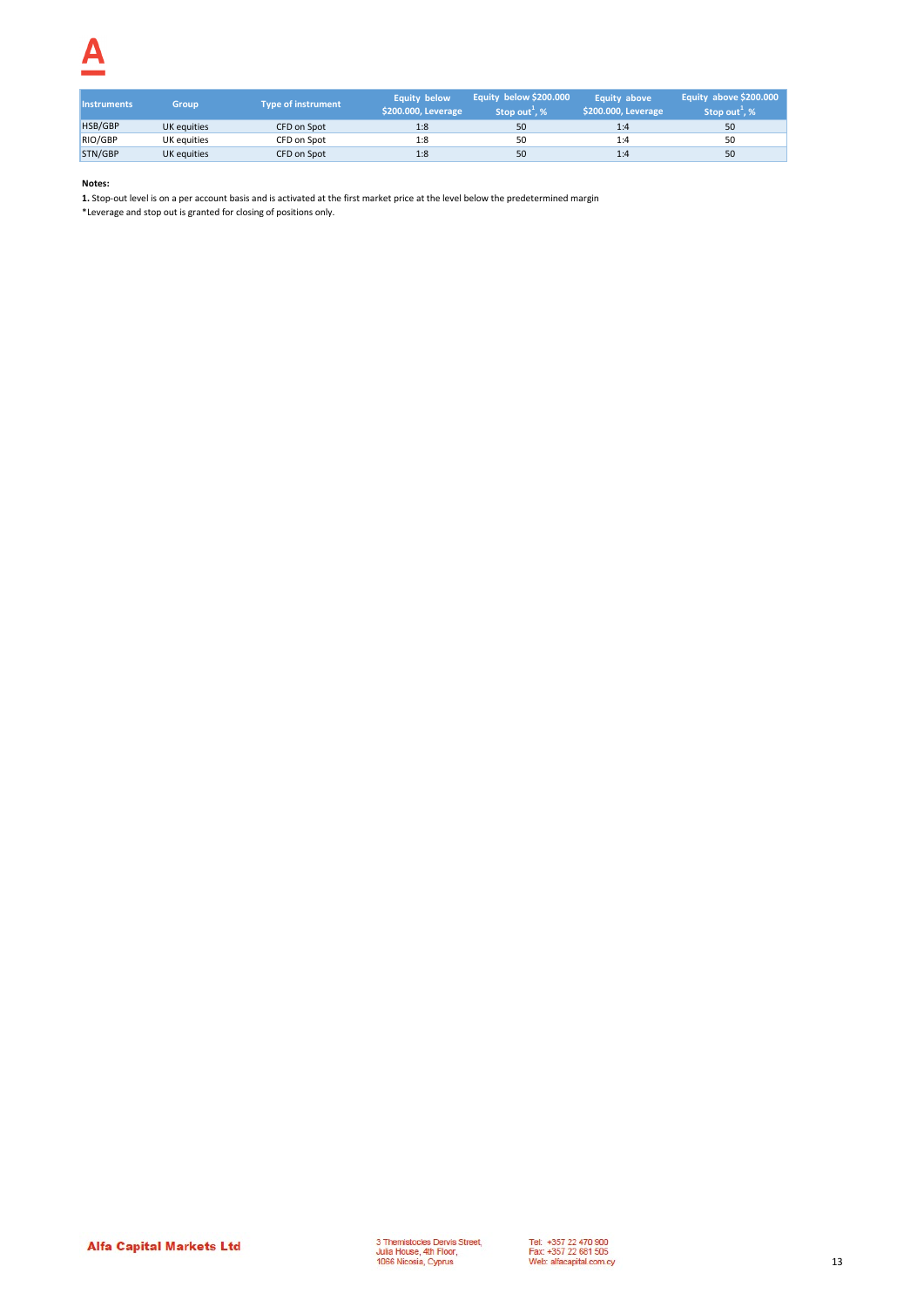| Instruments | Group | Type of instrument | Equity below $200.000, Leverage | Equity below $200.000 Stop out[1], % | Equity above $200.000, Leverage | Equity above $200.000 Stop out[1], % |
|---|---|---|---|---|---|---|
| HSB/GBP | UK equities | CFD on Spot | 1:8 | 50 | 1:4 | 50 |
| RIO/GBP | UK equities | CFD on Spot | 1:8 | 50 | 1:4 | 50 |
| STN/GBP | UK equities | CFD on Spot | 1:8 | 50 | 1:4 | 50 |

**Notes:**

**1.** Stop-out level is on a per account basis and is activated at the first market price at the level below the predetermined margin

*Leverage and stop out is granted for closing of positions only.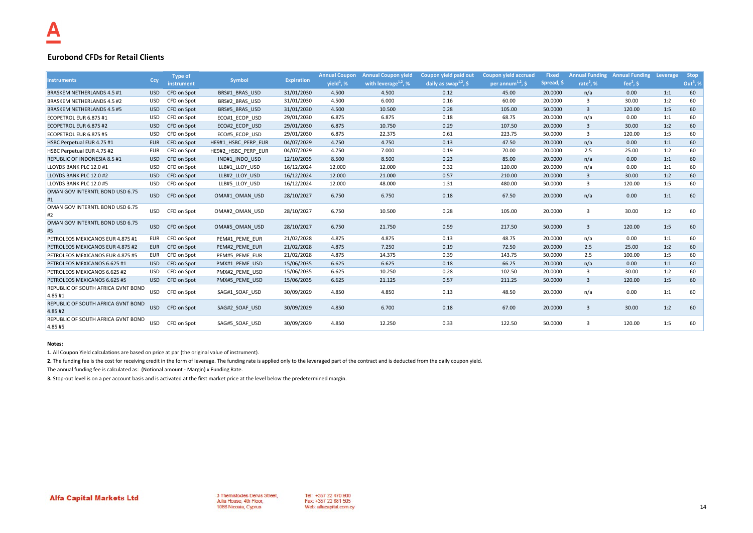## Eurobond CFDs for Retail Clients

| Instruments | Ccy | Type of instrument | Symbol | Expiration | Annual Coupon yield[1], % | Annual Coupon yield with leverage[1,2], % | Coupon yield paid out daily as swap[1,2], $ | Coupon yield accrued per annum[1,2], $ | Fixed Spread, $ | Annual Funding rate[2], % | Annual Funding fee[2], $ | Leverage | Stop Out[3], % |
|---|---|---|---|---|---|---|---|---|---|---|---|---|---|
| BRASKEM NETHERLANDS 4.5 #1 | USD | CFD on Spot | BRS#1_BRAS_USD | 31/01/2030 | 4.500 | 4.500 | 0.12 | 45.00 | 20.0000 | n/a | 0.00 | 1:1 | 60 |
| BRASKEM NETHERLANDS 4.5 #2 | USD | CFD on Spot | BRS#2_BRAS_USD | 31/01/2030 | 4.500 | 6.000 | 0.16 | 60.00 | 20.0000 | 3 | 30.00 | 1:2 | 60 |
| BRASKEM NETHERLANDS 4.5 #5 | USD | CFD on Spot | BRS#5_BRAS_USD | 31/01/2030 | 4.500 | 10.500 | 0.28 | 105.00 | 50.0000 | 3 | 120.00 | 1:5 | 60 |
| ECOPETROL EUR 6.875 #1 | USD | CFD on Spot | ECO#1_ECOP_USD | 29/01/2030 | 6.875 | 6.875 | 0.18 | 68.75 | 20.0000 | n/a | 0.00 | 1:1 | 60 |
| ECOPETROL EUR 6.875 #2 | USD | CFD on Spot | ECO#2_ECOP_USD | 29/01/2030 | 6.875 | 10.750 | 0.29 | 107.50 | 20.0000 | 3 | 30.00 | 1:2 | 60 |
| ECOPETROL EUR 6.875 #5 | USD | CFD on Spot | ECO#5_ECOP_USD | 29/01/2030 | 6.875 | 22.375 | 0.61 | 223.75 | 50.0000 | 3 | 120.00 | 1:5 | 60 |
| HSBC Perpetual EUR 4.75 #1 | EUR | CFD on Spot | HE9#1_HSBC_PERP_EUR | 04/07/2029 | 4.750 | 4.750 | 0.13 | 47.50 | 20.0000 | n/a | 0.00 | 1:1 | 60 |
| HSBC Perpetual EUR 4.75 #2 | EUR | CFD on Spot | HE9#2_HSBC_PERP_EUR | 04/07/2029 | 4.750 | 7.000 | 0.19 | 70.00 | 20.0000 | 2.5 | 25.00 | 1:2 | 60 |
| REPUBLIC OF INDONESIA 8.5 #1 | USD | CFD on Spot | IND#1_INDO_USD | 12/10/2035 | 8.500 | 8.500 | 0.23 | 85.00 | 20.0000 | n/a | 0.00 | 1:1 | 60 |
| LLOYDS BANK PLC 12.0 #1 | USD | CFD on Spot | LLB#1_LLOY_USD | 16/12/2024 | 12.000 | 12.000 | 0.32 | 120.00 | 20.0000 | n/a | 0.00 | 1:1 | 60 |
| LLOYDS BANK PLC 12.0 #2 | USD | CFD on Spot | LLB#2_LLOY_USD | 16/12/2024 | 12.000 | 21.000 | 0.57 | 210.00 | 20.0000 | 3 | 30.00 | 1:2 | 60 |
| LLOYDS BANK PLC 12.0 #5 | USD | CFD on Spot | LLB#5_LLOY_USD | 16/12/2024 | 12.000 | 48.000 | 1.31 | 480.00 | 50.0000 | 3 | 120.00 | 1:5 | 60 |
| OMAN GOV INTERNTL BOND USD 6.75 #1 | USD | CFD on Spot | OMA#1_OMAN_USD | 28/10/2027 | 6.750 | 6.750 | 0.18 | 67.50 | 20.0000 | n/a | 0.00 | 1:1 | 60 |
| OMAN GOV INTERNTL BOND USD 6.75 #2 | USD | CFD on Spot | OMA#2_OMAN_USD | 28/10/2027 | 6.750 | 10.500 | 0.28 | 105.00 | 20.0000 | 3 | 30.00 | 1:2 | 60 |
| OMAN GOV INTERNTL BOND USD 6.75 #5 | USD | CFD on Spot | OMA#5_OMAN_USD | 28/10/2027 | 6.750 | 21.750 | 0.59 | 217.50 | 50.0000 | 3 | 120.00 | 1:5 | 60 |
| PETROLEOS MEXICANOS EUR 4.875 #1 | EUR | CFD on Spot | PEM#1_PEME_EUR | 21/02/2028 | 4.875 | 4.875 | 0.13 | 48.75 | 20.0000 | n/a | 0.00 | 1:1 | 60 |
| PETROLEOS MEXICANOS EUR 4.875 #2 | EUR | CFD on Spot | PEM#2_PEME_EUR | 21/02/2028 | 4.875 | 7.250 | 0.19 | 72.50 | 20.0000 | 2.5 | 25.00 | 1:2 | 60 |
| PETROLEOS MEXICANOS EUR 4.875 #5 | EUR | CFD on Spot | PEM#5_PEME_EUR | 21/02/2028 | 4.875 | 14.375 | 0.39 | 143.75 | 50.0000 | 2.5 | 100.00 | 1:5 | 60 |
| PETROLEOS MEXICANOS 6.625 #1 | USD | CFD on Spot | PMX#1_PEME_USD | 15/06/2035 | 6.625 | 6.625 | 0.18 | 66.25 | 20.0000 | n/a | 0.00 | 1:1 | 60 |
| PETROLEOS MEXICANOS 6.625 #2 | USD | CFD on Spot | PMX#2_PEME_USD | 15/06/2035 | 6.625 | 10.250 | 0.28 | 102.50 | 20.0000 | 3 | 30.00 | 1:2 | 60 |
| PETROLEOS MEXICANOS 6.625 #5 | USD | CFD on Spot | PMX#5_PEME_USD | 15/06/2035 | 6.625 | 21.125 | 0.57 | 211.25 | 50.0000 | 3 | 120.00 | 1:5 | 60 |
| REPUBLIC OF SOUTH AFRICA GVNT BOND 4.85 #1 | USD | CFD on Spot | SAG#1_SOAF_USD | 30/09/2029 | 4.850 | 4.850 | 0.13 | 48.50 | 20.0000 | n/a | 0.00 | 1:1 | 60 |
| REPUBLIC OF SOUTH AFRICA GVNT BOND 4.85 #2 | USD | CFD on Spot | SAG#2_SOAF_USD | 30/09/2029 | 4.850 | 6.700 | 0.18 | 67.00 | 20.0000 | 3 | 30.00 | 1:2 | 60 |
| REPUBLIC OF SOUTH AFRICA GVNT BOND 4.85 #5 | USD | CFD on Spot | SAG#5_SOAF_USD | 30/09/2029 | 4.850 | 12.250 | 0.33 | 122.50 | 50.0000 | 3 | 120.00 | 1:5 | 60 |

**Notes:**

**1.** All Coupon Yield calculations are based on price at par (the original value of instrument).

**2.** The funding fee is the cost for receiving credit in the form of leverage. The funding rate is applied only to the leveraged part of the contract and is deducted from the daily coupon yield.

The annual funding fee is calculated as: (Notional amount - Margin) x Funding Rate.

**3.** Stop-out level is on a per account basis and is activated at the first market price at the level below the predetermined margin.

**Alfa Capital Markets Ltd**

3 Themistocles Dervis Street,
Julia House, 4th Floor,
1066 Nicosia, Cyprus

Tel: +357 22 470 900
Fax: +357 22 661 505
Web: alfacapital.com.cy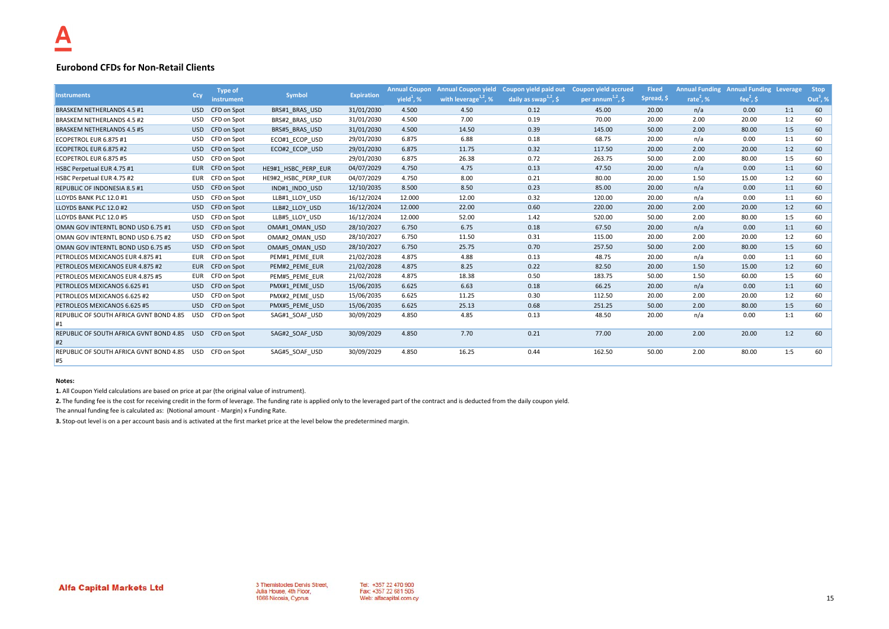## Eurobond CFDs for Non-Retail Clients

| Instruments | Ccy | Type of instrument | Symbol | Expiration | Annual Coupon yield[1], % | Annual Coupon yield with leverage[1,2], % | Coupon yield paid out daily as swap[1,2], $ | Coupon yield accrued per annum[1,2], $ | Fixed Spread, $ | Annual Funding rate[2], % | Annual Funding fee[2], $ | Leverage | Stop Out[3], % |
|---|---|---|---|---|---|---|---|---|---|---|---|---|---|
| BRASKEM NETHERLANDS 4.5 #1 | USD | CFD on Spot | BRS#1_BRAS_USD | 31/01/2030 | 4.500 | 4.50 | 0.12 | 45.00 | 20.00 | n/a | 0.00 | 1:1 | 60 |
| BRASKEM NETHERLANDS 4.5 #2 | USD | CFD on Spot | BRS#2_BRAS_USD | 31/01/2030 | 4.500 | 7.00 | 0.19 | 70.00 | 20.00 | 2.00 | 20.00 | 1:2 | 60 |
| BRASKEM NETHERLANDS 4.5 #5 | USD | CFD on Spot | BRS#5_BRAS_USD | 31/01/2030 | 4.500 | 14.50 | 0.39 | 145.00 | 50.00 | 2.00 | 80.00 | 1:5 | 60 |
| ECOPETROL EUR 6.875 #1 | USD | CFD on Spot | ECO#1_ECOP_USD | 29/01/2030 | 6.875 | 6.88 | 0.18 | 68.75 | 20.00 | n/a | 0.00 | 1:1 | 60 |
| ECOPETROL EUR 6.875 #2 | USD | CFD on Spot | ECO#2_ECOP_USD | 29/01/2030 | 6.875 | 11.75 | 0.32 | 117.50 | 20.00 | 2.00 | 20.00 | 1:2 | 60 |
| ECOPETROL EUR 6.875 #5 | USD | CFD on Spot | | 29/01/2030 | 6.875 | 26.38 | 0.72 | 263.75 | 50.00 | 2.00 | 80.00 | 1:5 | 60 |
| HSBC Perpetual EUR 4.75 #1 | EUR | CFD on Spot | HE9#1_HSBC_PERP_EUR | 04/07/2029 | 4.750 | 4.75 | 0.13 | 47.50 | 20.00 | n/a | 0.00 | 1:1 | 60 |
| HSBC Perpetual EUR 4.75 #2 | EUR | CFD on Spot | HE9#2_HSBC_PERP_EUR | 04/07/2029 | 4.750 | 8.00 | 0.21 | 80.00 | 20.00 | 1.50 | 15.00 | 1:2 | 60 |
| REPUBLIC OF INDONESIA 8.5 #1 | USD | CFD on Spot | IND#1_INDO_USD | 12/10/2035 | 8.500 | 8.50 | 0.23 | 85.00 | 20.00 | n/a | 0.00 | 1:1 | 60 |
| LLOYDS BANK PLC 12.0 #1 | USD | CFD on Spot | LLB#1_LLOY_USD | 16/12/2024 | 12.000 | 12.00 | 0.32 | 120.00 | 20.00 | n/a | 0.00 | 1:1 | 60 |
| LLOYDS BANK PLC 12.0 #2 | USD | CFD on Spot | LLB#2_LLOY_USD | 16/12/2024 | 12.000 | 22.00 | 0.60 | 220.00 | 20.00 | 2.00 | 20.00 | 1:2 | 60 |
| LLOYDS BANK PLC 12.0 #5 | USD | CFD on Spot | LLB#5_LLOY_USD | 16/12/2024 | 12.000 | 52.00 | 1.42 | 520.00 | 50.00 | 2.00 | 80.00 | 1:5 | 60 |
| OMAN GOV INTERNTL BOND USD 6.75 #1 | USD | CFD on Spot | OMA#1_OMAN_USD | 28/10/2027 | 6.750 | 6.75 | 0.18 | 67.50 | 20.00 | n/a | 0.00 | 1:1 | 60 |
| OMAN GOV INTERNTL BOND USD 6.75 #2 | USD | CFD on Spot | OMA#2_OMAN_USD | 28/10/2027 | 6.750 | 11.50 | 0.31 | 115.00 | 20.00 | 2.00 | 20.00 | 1:2 | 60 |
| OMAN GOV INTERNTL BOND USD 6.75 #5 | USD | CFD on Spot | OMA#5_OMAN_USD | 28/10/2027 | 6.750 | 25.75 | 0.70 | 257.50 | 50.00 | 2.00 | 80.00 | 1:5 | 60 |
| PETROLEOS MEXICANOS EUR 4.875 #1 | EUR | CFD on Spot | PEM#1_PEME_EUR | 21/02/2028 | 4.875 | 4.88 | 0.13 | 48.75 | 20.00 | n/a | 0.00 | 1:1 | 60 |
| PETROLEOS MEXICANOS EUR 4.875 #2 | EUR | CFD on Spot | PEM#2_PEME_EUR | 21/02/2028 | 4.875 | 8.25 | 0.22 | 82.50 | 20.00 | 1.50 | 15.00 | 1:2 | 60 |
| PETROLEOS MEXICANOS EUR 4.875 #5 | EUR | CFD on Spot | PEM#5_PEME_EUR | 21/02/2028 | 4.875 | 18.38 | 0.50 | 183.75 | 50.00 | 1.50 | 60.00 | 1:5 | 60 |
| PETROLEOS MEXICANOS 6.625 #1 | USD | CFD on Spot | PMX#1_PEME_USD | 15/06/2035 | 6.625 | 6.63 | 0.18 | 66.25 | 20.00 | n/a | 0.00 | 1:1 | 60 |
| PETROLEOS MEXICANOS 6.625 #2 | USD | CFD on Spot | PMX#2_PEME_USD | 15/06/2035 | 6.625 | 11.25 | 0.30 | 112.50 | 20.00 | 2.00 | 20.00 | 1:2 | 60 |
| PETROLEOS MEXICANOS 6.625 #5 | USD | CFD on Spot | PMX#5_PEME_USD | 15/06/2035 | 6.625 | 25.13 | 0.68 | 251.25 | 50.00 | 2.00 | 80.00 | 1:5 | 60 |
| REPUBLIC OF SOUTH AFRICA GVNT BOND 4.85 #1 | USD | CFD on Spot | SAG#1_SOAF_USD | 30/09/2029 | 4.850 | 4.85 | 0.13 | 48.50 | 20.00 | n/a | 0.00 | 1:1 | 60 |
| REPUBLIC OF SOUTH AFRICA GVNT BOND 4.85 #2 | USD | CFD on Spot | SAG#2_SOAF_USD | 30/09/2029 | 4.850 | 7.70 | 0.21 | 77.00 | 20.00 | 2.00 | 20.00 | 1:2 | 60 |
| REPUBLIC OF SOUTH AFRICA GVNT BOND 4.85 #5 | USD | CFD on Spot | SAG#5_SOAF_USD | 30/09/2029 | 4.850 | 16.25 | 0.44 | 162.50 | 50.00 | 2.00 | 80.00 | 1:5 | 60 |

**Notes:**

**1.** All Coupon Yield calculations are based on price at par (the original value of instrument).

**2.** The funding fee is the cost for receiving credit in the form of leverage. The funding rate is applied only to the leveraged part of the contract and is deducted from the daily coupon yield.
The annual funding fee is calculated as: (Notional amount - Margin) x Funding Rate.

**3.** Stop-out level is on a per account basis and is activated at the first market price at the level below the predetermined margin.

**Alfa Capital Markets Ltd**

3 Themistocles Dervis Street,
Julia House, 4th Floor,
1066 Nicosia, Cyprus

Tel: +357 22 470 900
Fax: +357 22 681 505
Web: alfacapital.com.cy